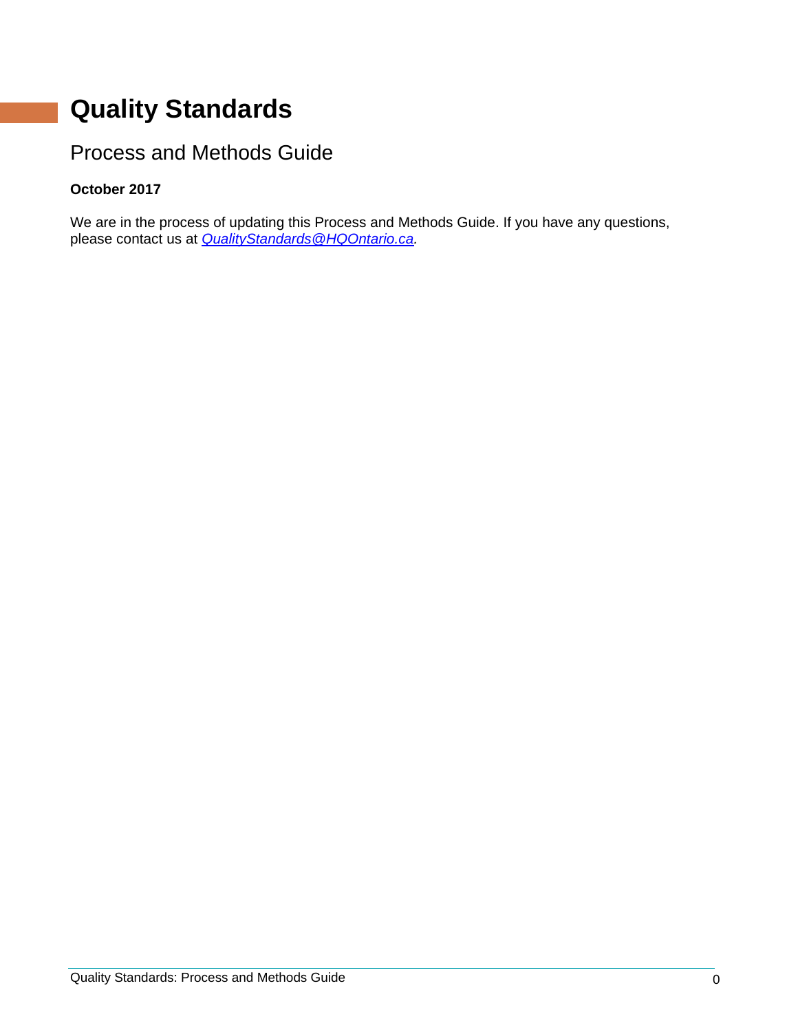# Quality Standards

## Process and Methods Guide

**October 2017**

We are in the process of updating this Process and Methods Guide. If you have any questions, please contact us at *QualityStandards@HQOntario.ca*.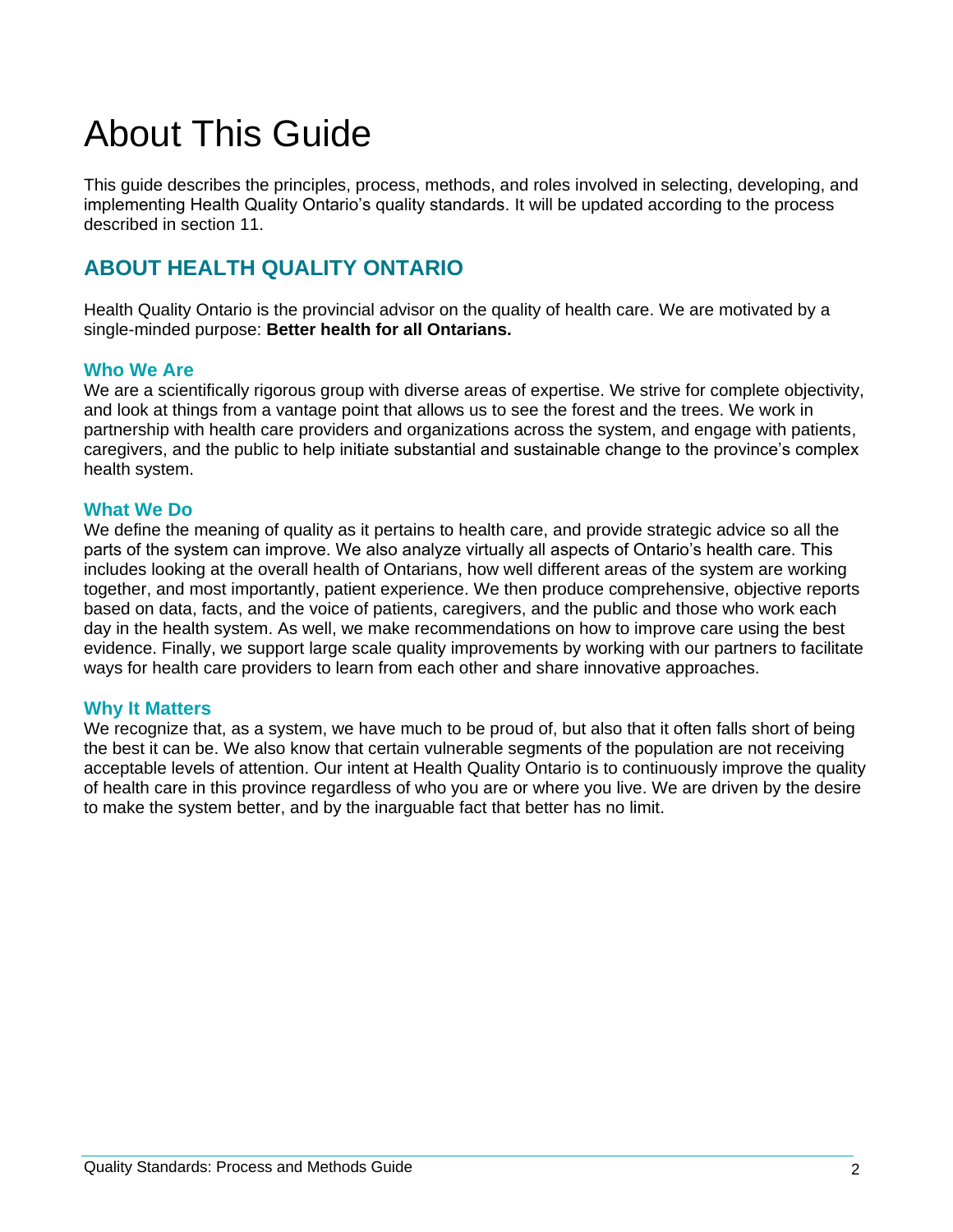# About This Guide

This guide describes the principles, process, methods, and roles involved in selecting, developing, and implementing Health Quality Ontario's quality standards. It will be updated according to the process described in section 11.

## ABOUT HEALTH QUALITY ONTARIO

Health Quality Ontario is the provincial advisor on the quality of health care. We are motivated by a single-minded purpose: **Better health for all Ontarians.**

### Who We Are

We are a scientifically rigorous group with diverse areas of expertise. We strive for complete objectivity, and look at things from a vantage point that allows us to see the forest and the trees. We work in partnership with health care providers and organizations across the system, and engage with patients, caregivers, and the public to help initiate substantial and sustainable change to the province's complex health system.

### What We Do

We define the meaning of quality as it pertains to health care, and provide strategic advice so all the parts of the system can improve. We also analyze virtually all aspects of Ontario's health care. This includes looking at the overall health of Ontarians, how well different areas of the system are working together, and most importantly, patient experience. We then produce comprehensive, objective reports based on data, facts, and the voice of patients, caregivers, and the public and those who work each day in the health system. As well, we make recommendations on how to improve care using the best evidence. Finally, we support large scale quality improvements by working with our partners to facilitate ways for health care providers to learn from each other and share innovative approaches.

### Why It Matters

We recognize that, as a system, we have much to be proud of, but also that it often falls short of being the best it can be. We also know that certain vulnerable segments of the population are not receiving acceptable levels of attention. Our intent at Health Quality Ontario is to continuously improve the quality of health care in this province regardless of who you are or where you live. We are driven by the desire to make the system better, and by the inarguable fact that better has no limit.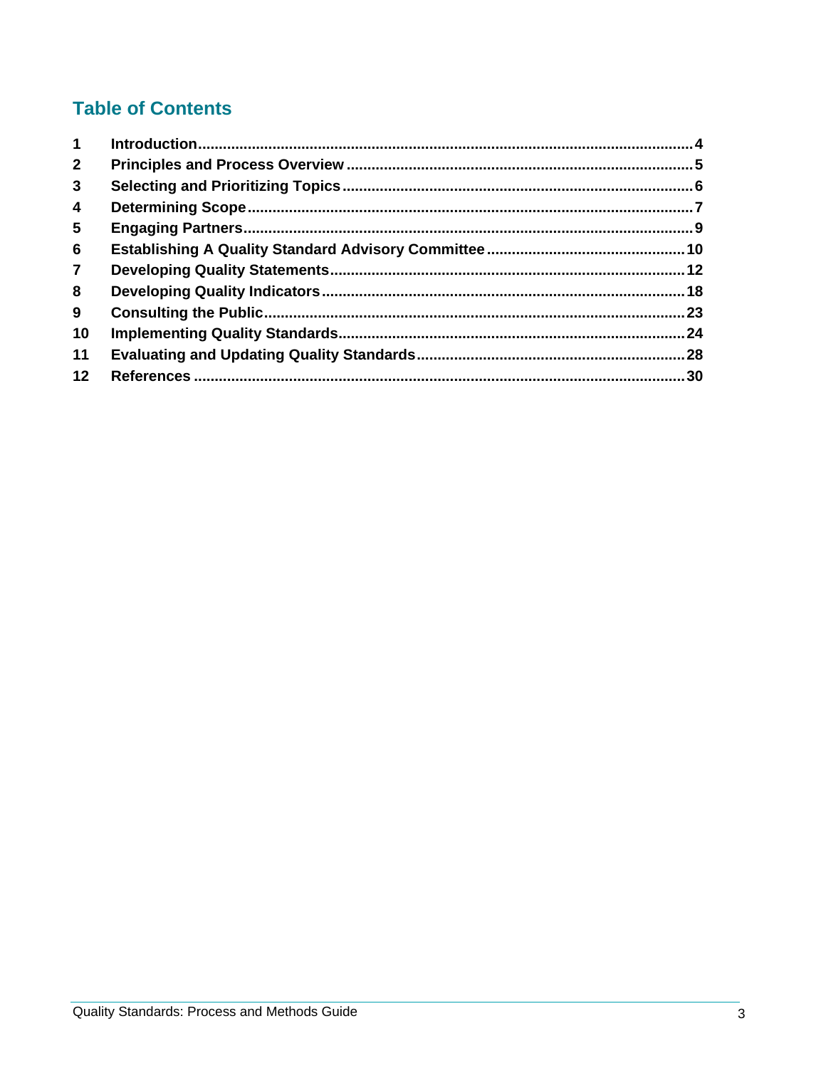## Table of Contents

| | | |
|---|---|---|
| 1 | Introduction | 4 |
| 2 | Principles and Process Overview | 5 |
| 3 | Selecting and Prioritizing Topics | 6 |
| 4 | Determining Scope | 7 |
| 5 | Engaging Partners | 9 |
| 6 | Establishing A Quality Standard Advisory Committee | 10 |
| 7 | Developing Quality Statements | 12 |
| 8 | Developing Quality Indicators | 18 |
| 9 | Consulting the Public | 23 |
| 10 | Implementing Quality Standards | 24 |
| 11 | Evaluating and Updating Quality Standards | 28 |
| 12 | References | 30 |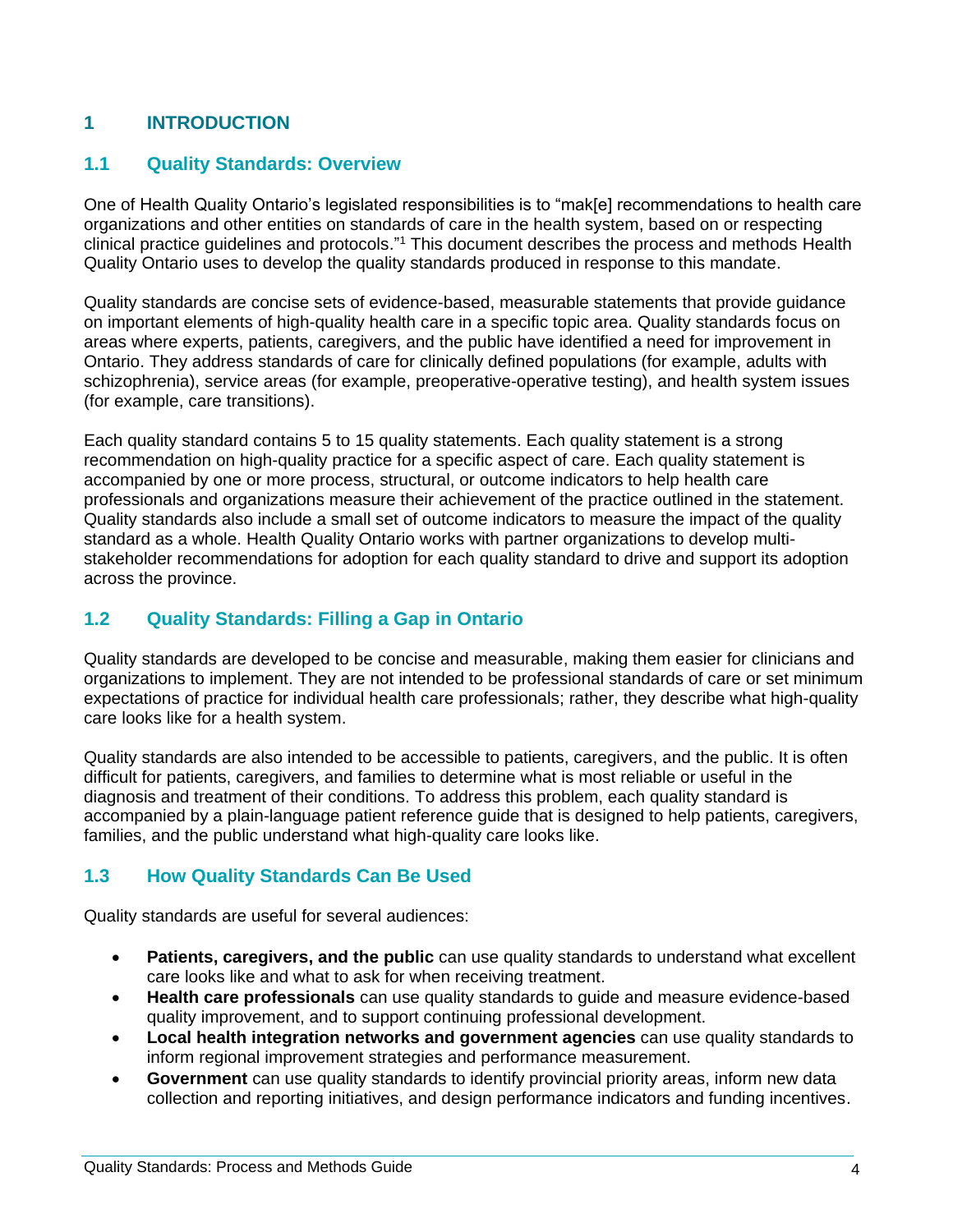# 1 INTRODUCTION

## 1.1 Quality Standards: Overview

One of Health Quality Ontario's legislated responsibilities is to "mak[e] recommendations to health care organizations and other entities on standards of care in the health system, based on or respecting clinical practice guidelines and protocols."[1] This document describes the process and methods Health Quality Ontario uses to develop the quality standards produced in response to this mandate.

Quality standards are concise sets of evidence-based, measurable statements that provide guidance on important elements of high-quality health care in a specific topic area. Quality standards focus on areas where experts, patients, caregivers, and the public have identified a need for improvement in Ontario. They address standards of care for clinically defined populations (for example, adults with schizophrenia), service areas (for example, preoperative-operative testing), and health system issues (for example, care transitions).

Each quality standard contains 5 to 15 quality statements. Each quality statement is a strong recommendation on high-quality practice for a specific aspect of care. Each quality statement is accompanied by one or more process, structural, or outcome indicators to help health care professionals and organizations measure their achievement of the practice outlined in the statement. Quality standards also include a small set of outcome indicators to measure the impact of the quality standard as a whole. Health Quality Ontario works with partner organizations to develop multi-stakeholder recommendations for adoption for each quality standard to drive and support its adoption across the province.

## 1.2 Quality Standards: Filling a Gap in Ontario

Quality standards are developed to be concise and measurable, making them easier for clinicians and organizations to implement. They are not intended to be professional standards of care or set minimum expectations of practice for individual health care professionals; rather, they describe what high-quality care looks like for a health system.

Quality standards are also intended to be accessible to patients, caregivers, and the public. It is often difficult for patients, caregivers, and families to determine what is most reliable or useful in the diagnosis and treatment of their conditions. To address this problem, each quality standard is accompanied by a plain-language patient reference guide that is designed to help patients, caregivers, families, and the public understand what high-quality care looks like.

## 1.3 How Quality Standards Can Be Used

Quality standards are useful for several audiences:

- **Patients, caregivers, and the public** can use quality standards to understand what excellent care looks like and what to ask for when receiving treatment.
- **Health care professionals** can use quality standards to guide and measure evidence-based quality improvement, and to support continuing professional development.
- **Local health integration networks and government agencies** can use quality standards to inform regional improvement strategies and performance measurement.
- **Government** can use quality standards to identify provincial priority areas, inform new data collection and reporting initiatives, and design performance indicators and funding incentives.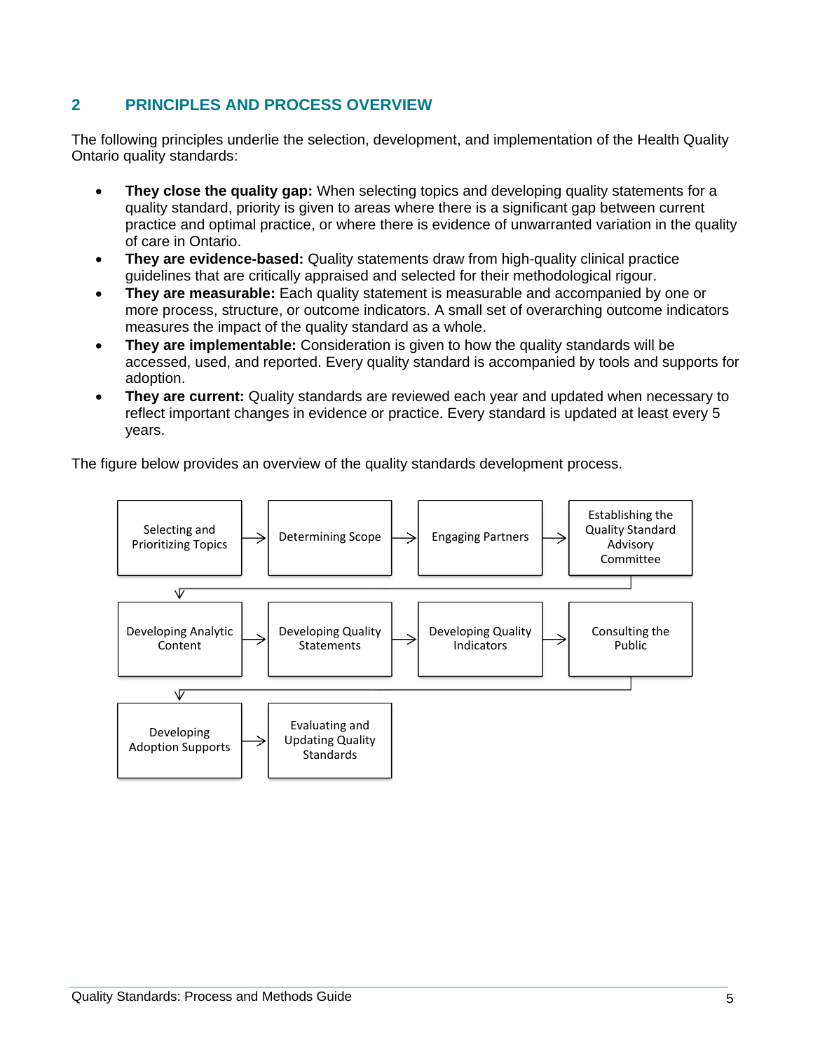## 2 PRINCIPLES AND PROCESS OVERVIEW

The following principles underlie the selection, development, and implementation of the Health Quality Ontario quality standards:

- **They close the quality gap:** When selecting topics and developing quality statements for a quality standard, priority is given to areas where there is a significant gap between current practice and optimal practice, or where there is evidence of unwarranted variation in the quality of care in Ontario.
- **They are evidence-based:** Quality statements draw from high-quality clinical practice guidelines that are critically appraised and selected for their methodological rigour.
- **They are measurable:** Each quality statement is measurable and accompanied by one or more process, structure, or outcome indicators. A small set of overarching outcome indicators measures the impact of the quality standard as a whole.
- **They are implementable:** Consideration is given to how the quality standards will be accessed, used, and reported. Every quality standard is accompanied by tools and supports for adoption.
- **They are current:** Quality standards are reviewed each year and updated when necessary to reflect important changes in evidence or practice. Every standard is updated at least every 5 years.

The figure below provides an overview of the quality standards development process.

Selecting and Prioritizing Topics → Determining Scope → Engaging Partners → Establishing the Quality Standard Advisory Committee → Developing Analytic Content → Developing Quality Statements → Developing Quality Indicators → Consulting the Public → Developing Adoption Supports → Evaluating and Updating Quality Standards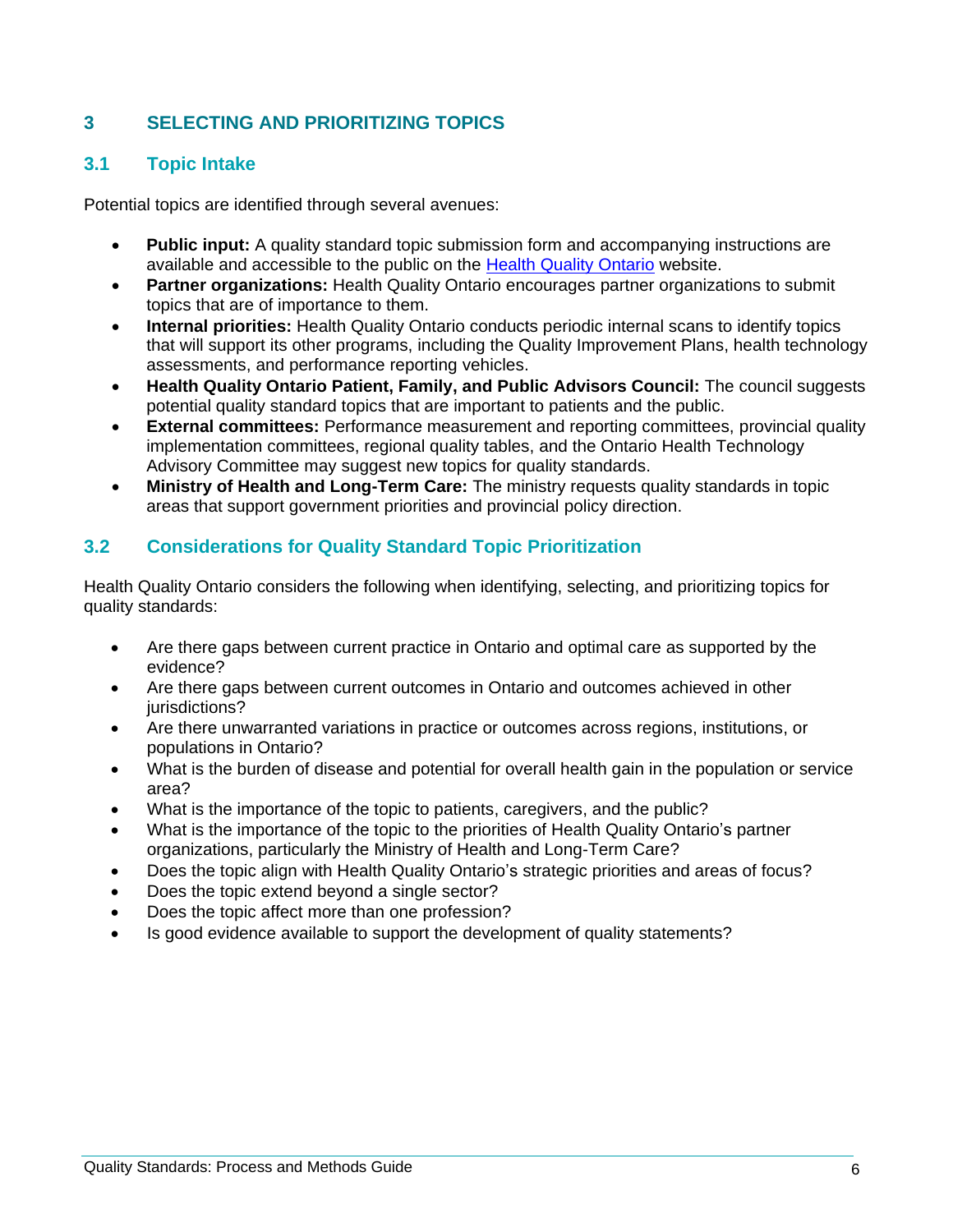# 3 SELECTING AND PRIORITIZING TOPICS

## 3.1 Topic Intake

Potential topics are identified through several avenues:

- **Public input:** A quality standard topic submission form and accompanying instructions are available and accessible to the public on the Health Quality Ontario website.
- **Partner organizations:** Health Quality Ontario encourages partner organizations to submit topics that are of importance to them.
- **Internal priorities:** Health Quality Ontario conducts periodic internal scans to identify topics that will support its other programs, including the Quality Improvement Plans, health technology assessments, and performance reporting vehicles.
- **Health Quality Ontario Patient, Family, and Public Advisors Council:** The council suggests potential quality standard topics that are important to patients and the public.
- **External committees:** Performance measurement and reporting committees, provincial quality implementation committees, regional quality tables, and the Ontario Health Technology Advisory Committee may suggest new topics for quality standards.
- **Ministry of Health and Long-Term Care:** The ministry requests quality standards in topic areas that support government priorities and provincial policy direction.

## 3.2 Considerations for Quality Standard Topic Prioritization

Health Quality Ontario considers the following when identifying, selecting, and prioritizing topics for quality standards:

- Are there gaps between current practice in Ontario and optimal care as supported by the evidence?
- Are there gaps between current outcomes in Ontario and outcomes achieved in other jurisdictions?
- Are there unwarranted variations in practice or outcomes across regions, institutions, or populations in Ontario?
- What is the burden of disease and potential for overall health gain in the population or service area?
- What is the importance of the topic to patients, caregivers, and the public?
- What is the importance of the topic to the priorities of Health Quality Ontario's partner organizations, particularly the Ministry of Health and Long-Term Care?
- Does the topic align with Health Quality Ontario's strategic priorities and areas of focus?
- Does the topic extend beyond a single sector?
- Does the topic affect more than one profession?
- Is good evidence available to support the development of quality statements?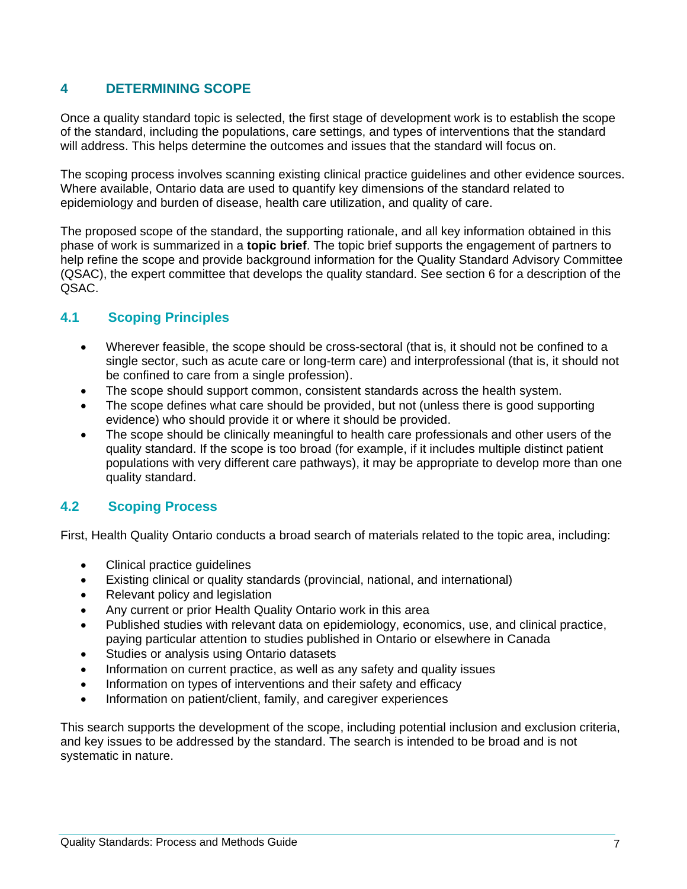# 4 DETERMINING SCOPE

Once a quality standard topic is selected, the first stage of development work is to establish the scope of the standard, including the populations, care settings, and types of interventions that the standard will address. This helps determine the outcomes and issues that the standard will focus on.

The scoping process involves scanning existing clinical practice guidelines and other evidence sources. Where available, Ontario data are used to quantify key dimensions of the standard related to epidemiology and burden of disease, health care utilization, and quality of care.

The proposed scope of the standard, the supporting rationale, and all key information obtained in this phase of work is summarized in a **topic brief**. The topic brief supports the engagement of partners to help refine the scope and provide background information for the Quality Standard Advisory Committee (QSAC), the expert committee that develops the quality standard. See section 6 for a description of the QSAC.

## 4.1 Scoping Principles

- Wherever feasible, the scope should be cross-sectoral (that is, it should not be confined to a single sector, such as acute care or long-term care) and interprofessional (that is, it should not be confined to care from a single profession).
- The scope should support common, consistent standards across the health system.
- The scope defines what care should be provided, but not (unless there is good supporting evidence) who should provide it or where it should be provided.
- The scope should be clinically meaningful to health care professionals and other users of the quality standard. If the scope is too broad (for example, if it includes multiple distinct patient populations with very different care pathways), it may be appropriate to develop more than one quality standard.

## 4.2 Scoping Process

First, Health Quality Ontario conducts a broad search of materials related to the topic area, including:

- Clinical practice guidelines
- Existing clinical or quality standards (provincial, national, and international)
- Relevant policy and legislation
- Any current or prior Health Quality Ontario work in this area
- Published studies with relevant data on epidemiology, economics, use, and clinical practice, paying particular attention to studies published in Ontario or elsewhere in Canada
- Studies or analysis using Ontario datasets
- Information on current practice, as well as any safety and quality issues
- Information on types of interventions and their safety and efficacy
- Information on patient/client, family, and caregiver experiences

This search supports the development of the scope, including potential inclusion and exclusion criteria, and key issues to be addressed by the standard. The search is intended to be broad and is not systematic in nature.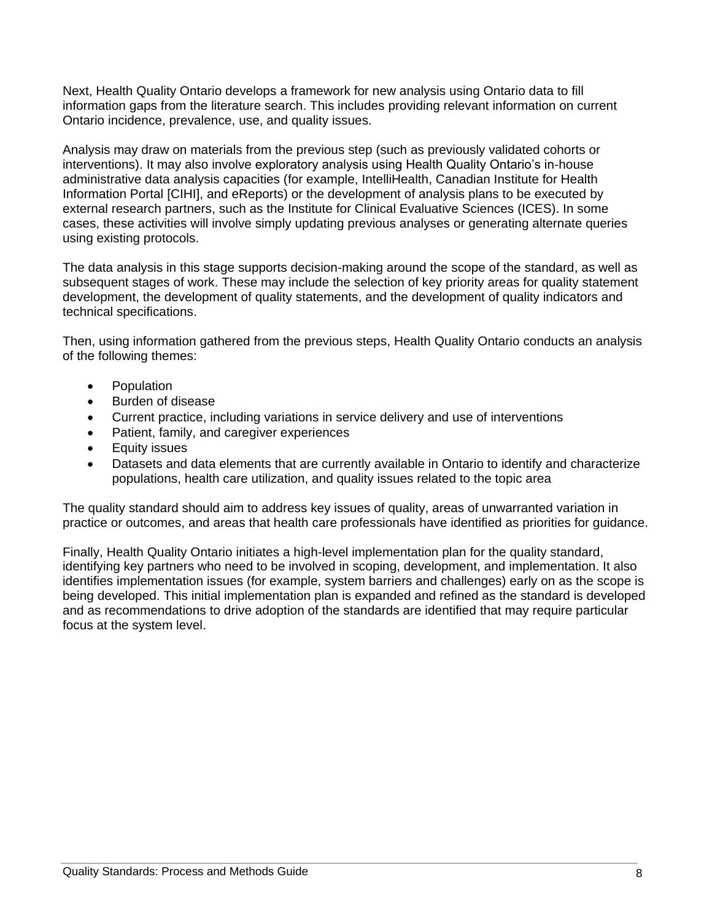Next, Health Quality Ontario develops a framework for new analysis using Ontario data to fill information gaps from the literature search. This includes providing relevant information on current Ontario incidence, prevalence, use, and quality issues.

Analysis may draw on materials from the previous step (such as previously validated cohorts or interventions). It may also involve exploratory analysis using Health Quality Ontario's in-house administrative data analysis capacities (for example, IntelliHealth, Canadian Institute for Health Information Portal [CIHI], and eReports) or the development of analysis plans to be executed by external research partners, such as the Institute for Clinical Evaluative Sciences (ICES). In some cases, these activities will involve simply updating previous analyses or generating alternate queries using existing protocols.

The data analysis in this stage supports decision-making around the scope of the standard, as well as subsequent stages of work. These may include the selection of key priority areas for quality statement development, the development of quality statements, and the development of quality indicators and technical specifications.

Then, using information gathered from the previous steps, Health Quality Ontario conducts an analysis of the following themes:

- Population
- Burden of disease
- Current practice, including variations in service delivery and use of interventions
- Patient, family, and caregiver experiences
- Equity issues
- Datasets and data elements that are currently available in Ontario to identify and characterize populations, health care utilization, and quality issues related to the topic area

The quality standard should aim to address key issues of quality, areas of unwarranted variation in practice or outcomes, and areas that health care professionals have identified as priorities for guidance.

Finally, Health Quality Ontario initiates a high-level implementation plan for the quality standard, identifying key partners who need to be involved in scoping, development, and implementation. It also identifies implementation issues (for example, system barriers and challenges) early on as the scope is being developed. This initial implementation plan is expanded and refined as the standard is developed and as recommendations to drive adoption of the standards are identified that may require particular focus at the system level.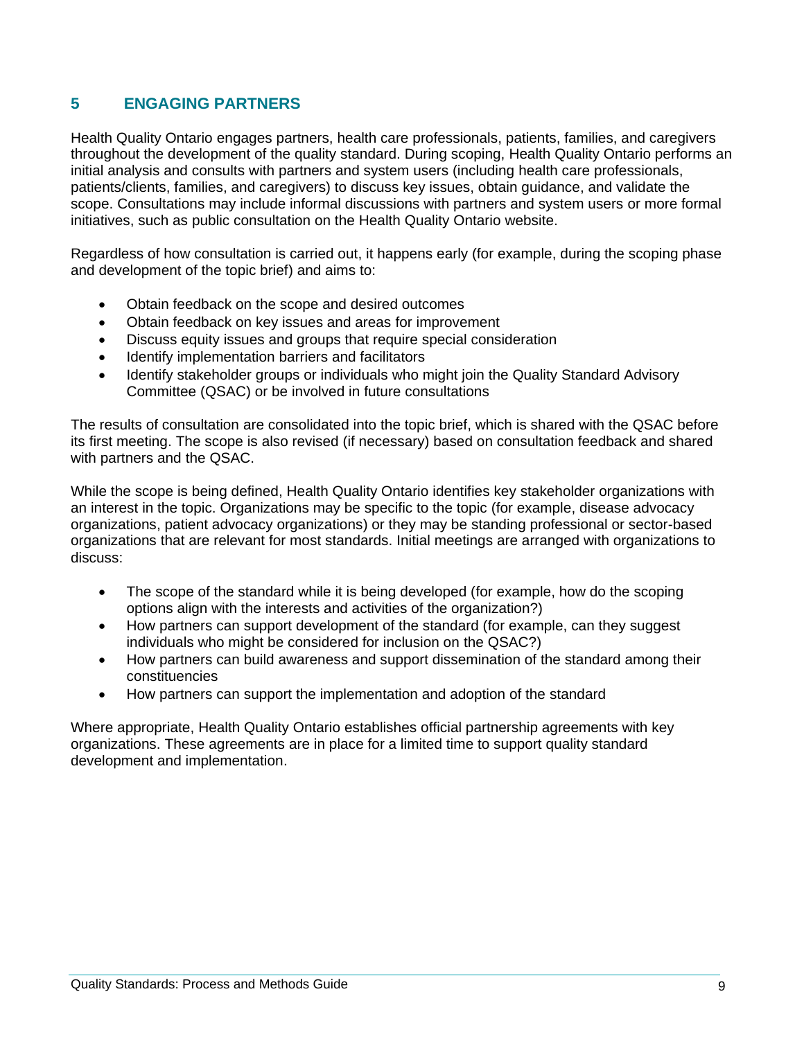## 5 ENGAGING PARTNERS

Health Quality Ontario engages partners, health care professionals, patients, families, and caregivers throughout the development of the quality standard. During scoping, Health Quality Ontario performs an initial analysis and consults with partners and system users (including health care professionals, patients/clients, families, and caregivers) to discuss key issues, obtain guidance, and validate the scope. Consultations may include informal discussions with partners and system users or more formal initiatives, such as public consultation on the Health Quality Ontario website.

Regardless of how consultation is carried out, it happens early (for example, during the scoping phase and development of the topic brief) and aims to:

- Obtain feedback on the scope and desired outcomes
- Obtain feedback on key issues and areas for improvement
- Discuss equity issues and groups that require special consideration
- Identify implementation barriers and facilitators
- Identify stakeholder groups or individuals who might join the Quality Standard Advisory Committee (QSAC) or be involved in future consultations

The results of consultation are consolidated into the topic brief, which is shared with the QSAC before its first meeting. The scope is also revised (if necessary) based on consultation feedback and shared with partners and the QSAC.

While the scope is being defined, Health Quality Ontario identifies key stakeholder organizations with an interest in the topic. Organizations may be specific to the topic (for example, disease advocacy organizations, patient advocacy organizations) or they may be standing professional or sector-based organizations that are relevant for most standards. Initial meetings are arranged with organizations to discuss:

- The scope of the standard while it is being developed (for example, how do the scoping options align with the interests and activities of the organization?)
- How partners can support development of the standard (for example, can they suggest individuals who might be considered for inclusion on the QSAC?)
- How partners can build awareness and support dissemination of the standard among their constituencies
- How partners can support the implementation and adoption of the standard

Where appropriate, Health Quality Ontario establishes official partnership agreements with key organizations. These agreements are in place for a limited time to support quality standard development and implementation.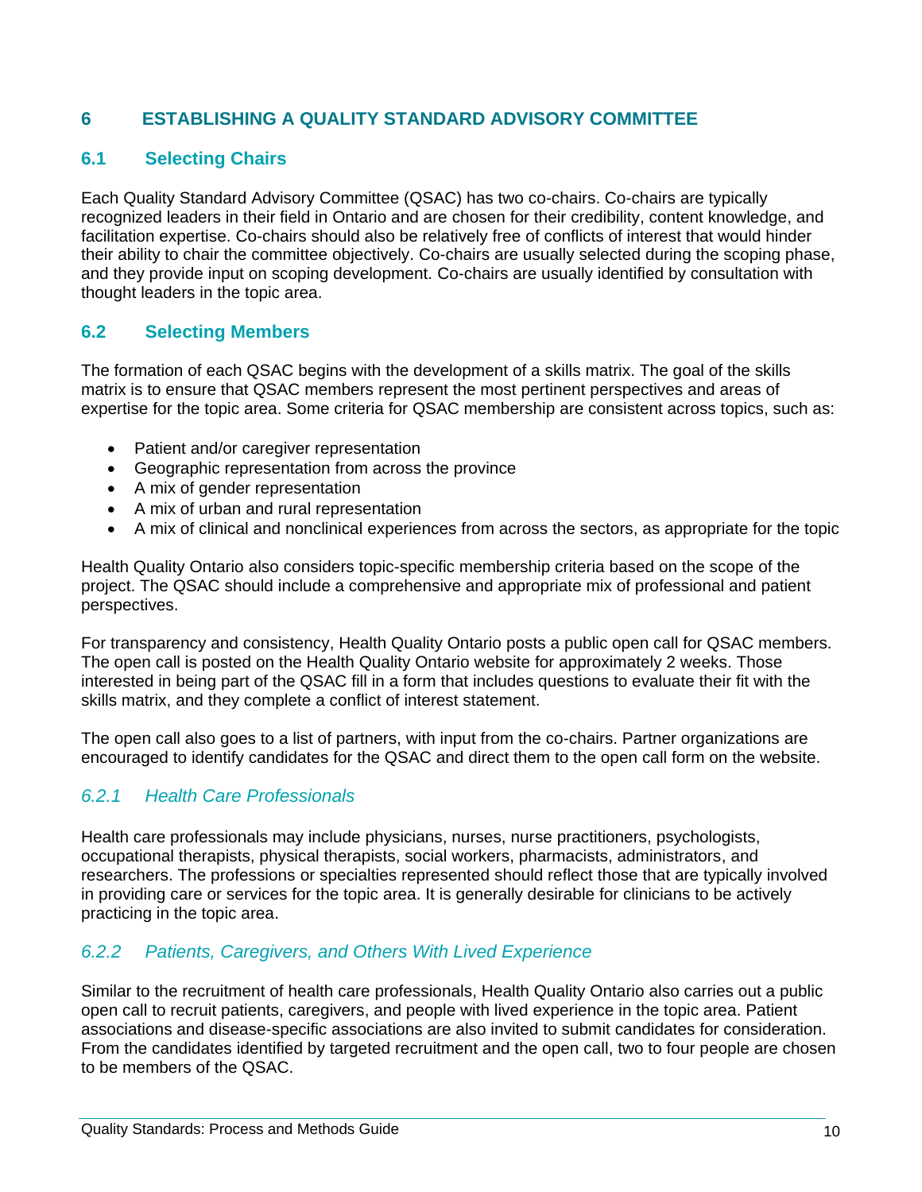# 6 ESTABLISHING A QUALITY STANDARD ADVISORY COMMITTEE

## 6.1 Selecting Chairs

Each Quality Standard Advisory Committee (QSAC) has two co-chairs. Co-chairs are typically recognized leaders in their field in Ontario and are chosen for their credibility, content knowledge, and facilitation expertise. Co-chairs should also be relatively free of conflicts of interest that would hinder their ability to chair the committee objectively. Co-chairs are usually selected during the scoping phase, and they provide input on scoping development. Co-chairs are usually identified by consultation with thought leaders in the topic area.

## 6.2 Selecting Members

The formation of each QSAC begins with the development of a skills matrix. The goal of the skills matrix is to ensure that QSAC members represent the most pertinent perspectives and areas of expertise for the topic area. Some criteria for QSAC membership are consistent across topics, such as:

- Patient and/or caregiver representation
- Geographic representation from across the province
- A mix of gender representation
- A mix of urban and rural representation
- A mix of clinical and nonclinical experiences from across the sectors, as appropriate for the topic

Health Quality Ontario also considers topic-specific membership criteria based on the scope of the project. The QSAC should include a comprehensive and appropriate mix of professional and patient perspectives.

For transparency and consistency, Health Quality Ontario posts a public open call for QSAC members. The open call is posted on the Health Quality Ontario website for approximately 2 weeks. Those interested in being part of the QSAC fill in a form that includes questions to evaluate their fit with the skills matrix, and they complete a conflict of interest statement.

The open call also goes to a list of partners, with input from the co-chairs. Partner organizations are encouraged to identify candidates for the QSAC and direct them to the open call form on the website.

### *6.2.1 Health Care Professionals*

Health care professionals may include physicians, nurses, nurse practitioners, psychologists, occupational therapists, physical therapists, social workers, pharmacists, administrators, and researchers. The professions or specialties represented should reflect those that are typically involved in providing care or services for the topic area. It is generally desirable for clinicians to be actively practicing in the topic area.

### *6.2.2 Patients, Caregivers, and Others With Lived Experience*

Similar to the recruitment of health care professionals, Health Quality Ontario also carries out a public open call to recruit patients, caregivers, and people with lived experience in the topic area. Patient associations and disease-specific associations are also invited to submit candidates for consideration. From the candidates identified by targeted recruitment and the open call, two to four people are chosen to be members of the QSAC.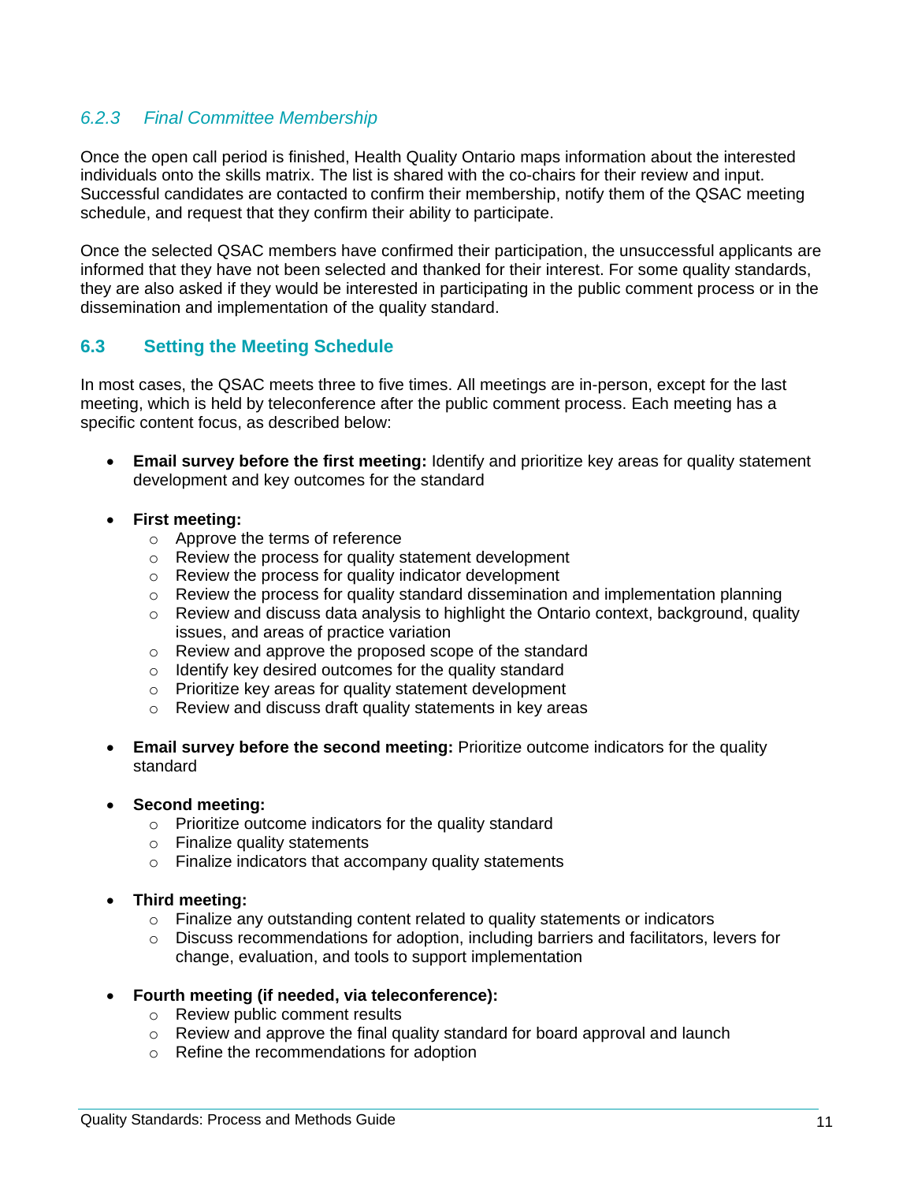### *6.2.3 Final Committee Membership*

Once the open call period is finished, Health Quality Ontario maps information about the interested individuals onto the skills matrix. The list is shared with the co-chairs for their review and input. Successful candidates are contacted to confirm their membership, notify them of the QSAC meeting schedule, and request that they confirm their ability to participate.

Once the selected QSAC members have confirmed their participation, the unsuccessful applicants are informed that they have not been selected and thanked for their interest. For some quality standards, they are also asked if they would be interested in participating in the public comment process or in the dissemination and implementation of the quality standard.

## 6.3 Setting the Meeting Schedule

In most cases, the QSAC meets three to five times. All meetings are in-person, except for the last meeting, which is held by teleconference after the public comment process. Each meeting has a specific content focus, as described below:

- **Email survey before the first meeting:** Identify and prioritize key areas for quality statement development and key outcomes for the standard
- **First meeting:**
  - Approve the terms of reference
  - Review the process for quality statement development
  - Review the process for quality indicator development
  - Review the process for quality standard dissemination and implementation planning
  - Review and discuss data analysis to highlight the Ontario context, background, quality issues, and areas of practice variation
  - Review and approve the proposed scope of the standard
  - Identify key desired outcomes for the quality standard
  - Prioritize key areas for quality statement development
  - Review and discuss draft quality statements in key areas
- **Email survey before the second meeting:** Prioritize outcome indicators for the quality standard
- **Second meeting:**
  - Prioritize outcome indicators for the quality standard
  - Finalize quality statements
  - Finalize indicators that accompany quality statements
- **Third meeting:**
  - Finalize any outstanding content related to quality statements or indicators
  - Discuss recommendations for adoption, including barriers and facilitators, levers for change, evaluation, and tools to support implementation
- **Fourth meeting (if needed, via teleconference):**
  - Review public comment results
  - Review and approve the final quality standard for board approval and launch
  - Refine the recommendations for adoption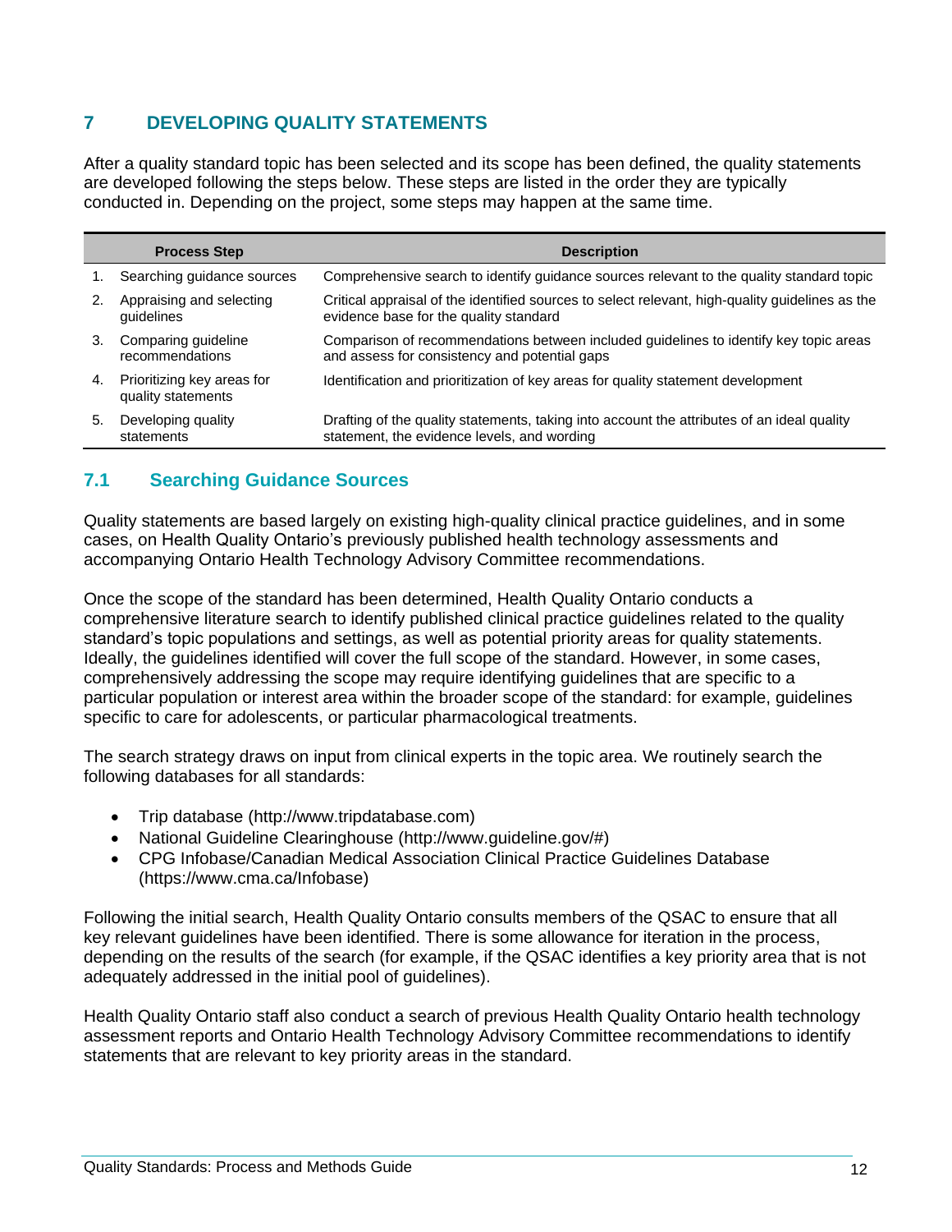## 7 DEVELOPING QUALITY STATEMENTS

After a quality standard topic has been selected and its scope has been defined, the quality statements are developed following the steps below. These steps are listed in the order they are typically conducted in. Depending on the project, some steps may happen at the same time.

| | Process Step | Description |
|---|---|---|
| 1. | Searching guidance sources | Comprehensive search to identify guidance sources relevant to the quality standard topic |
| 2. | Appraising and selecting guidelines | Critical appraisal of the identified sources to select relevant, high-quality guidelines as the evidence base for the quality standard |
| 3. | Comparing guideline recommendations | Comparison of recommendations between included guidelines to identify key topic areas and assess for consistency and potential gaps |
| 4. | Prioritizing key areas for quality statements | Identification and prioritization of key areas for quality statement development |
| 5. | Developing quality statements | Drafting of the quality statements, taking into account the attributes of an ideal quality statement, the evidence levels, and wording |

### 7.1 Searching Guidance Sources

Quality statements are based largely on existing high-quality clinical practice guidelines, and in some cases, on Health Quality Ontario's previously published health technology assessments and accompanying Ontario Health Technology Advisory Committee recommendations.

Once the scope of the standard has been determined, Health Quality Ontario conducts a comprehensive literature search to identify published clinical practice guidelines related to the quality standard's topic populations and settings, as well as potential priority areas for quality statements. Ideally, the guidelines identified will cover the full scope of the standard. However, in some cases, comprehensively addressing the scope may require identifying guidelines that are specific to a particular population or interest area within the broader scope of the standard: for example, guidelines specific to care for adolescents, or particular pharmacological treatments.

The search strategy draws on input from clinical experts in the topic area. We routinely search the following databases for all standards:

- Trip database (http://www.tripdatabase.com)
- National Guideline Clearinghouse (http://www.guideline.gov/#)
- CPG Infobase/Canadian Medical Association Clinical Practice Guidelines Database (https://www.cma.ca/Infobase)

Following the initial search, Health Quality Ontario consults members of the QSAC to ensure that all key relevant guidelines have been identified. There is some allowance for iteration in the process, depending on the results of the search (for example, if the QSAC identifies a key priority area that is not adequately addressed in the initial pool of guidelines).

Health Quality Ontario staff also conduct a search of previous Health Quality Ontario health technology assessment reports and Ontario Health Technology Advisory Committee recommendations to identify statements that are relevant to key priority areas in the standard.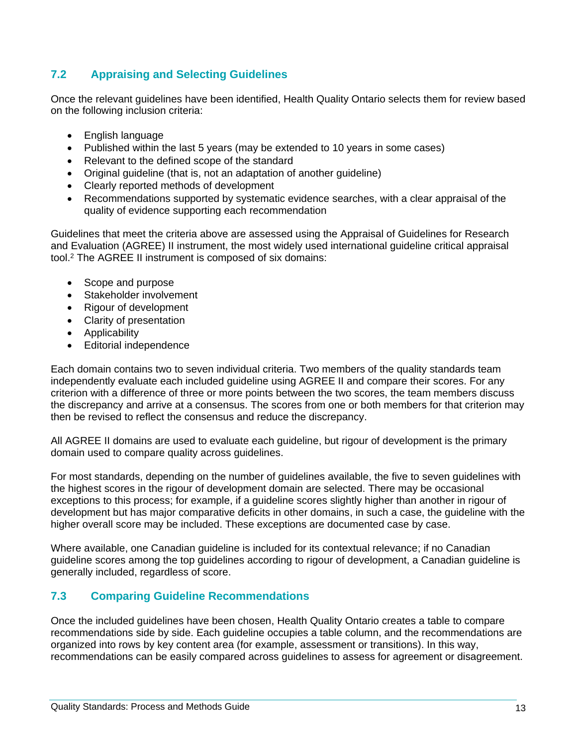## 7.2 Appraising and Selecting Guidelines

Once the relevant guidelines have been identified, Health Quality Ontario selects them for review based on the following inclusion criteria:

- English language
- Published within the last 5 years (may be extended to 10 years in some cases)
- Relevant to the defined scope of the standard
- Original guideline (that is, not an adaptation of another guideline)
- Clearly reported methods of development
- Recommendations supported by systematic evidence searches, with a clear appraisal of the quality of evidence supporting each recommendation

Guidelines that meet the criteria above are assessed using the Appraisal of Guidelines for Research and Evaluation (AGREE) II instrument, the most widely used international guideline critical appraisal tool.[2] The AGREE II instrument is composed of six domains:

- Scope and purpose
- Stakeholder involvement
- Rigour of development
- Clarity of presentation
- Applicability
- Editorial independence

Each domain contains two to seven individual criteria. Two members of the quality standards team independently evaluate each included guideline using AGREE II and compare their scores. For any criterion with a difference of three or more points between the two scores, the team members discuss the discrepancy and arrive at a consensus. The scores from one or both members for that criterion may then be revised to reflect the consensus and reduce the discrepancy.

All AGREE II domains are used to evaluate each guideline, but rigour of development is the primary domain used to compare quality across guidelines.

For most standards, depending on the number of guidelines available, the five to seven guidelines with the highest scores in the rigour of development domain are selected. There may be occasional exceptions to this process; for example, if a guideline scores slightly higher than another in rigour of development but has major comparative deficits in other domains, in such a case, the guideline with the higher overall score may be included. These exceptions are documented case by case.

Where available, one Canadian guideline is included for its contextual relevance; if no Canadian guideline scores among the top guidelines according to rigour of development, a Canadian guideline is generally included, regardless of score.

## 7.3 Comparing Guideline Recommendations

Once the included guidelines have been chosen, Health Quality Ontario creates a table to compare recommendations side by side. Each guideline occupies a table column, and the recommendations are organized into rows by key content area (for example, assessment or transitions). In this way, recommendations can be easily compared across guidelines to assess for agreement or disagreement.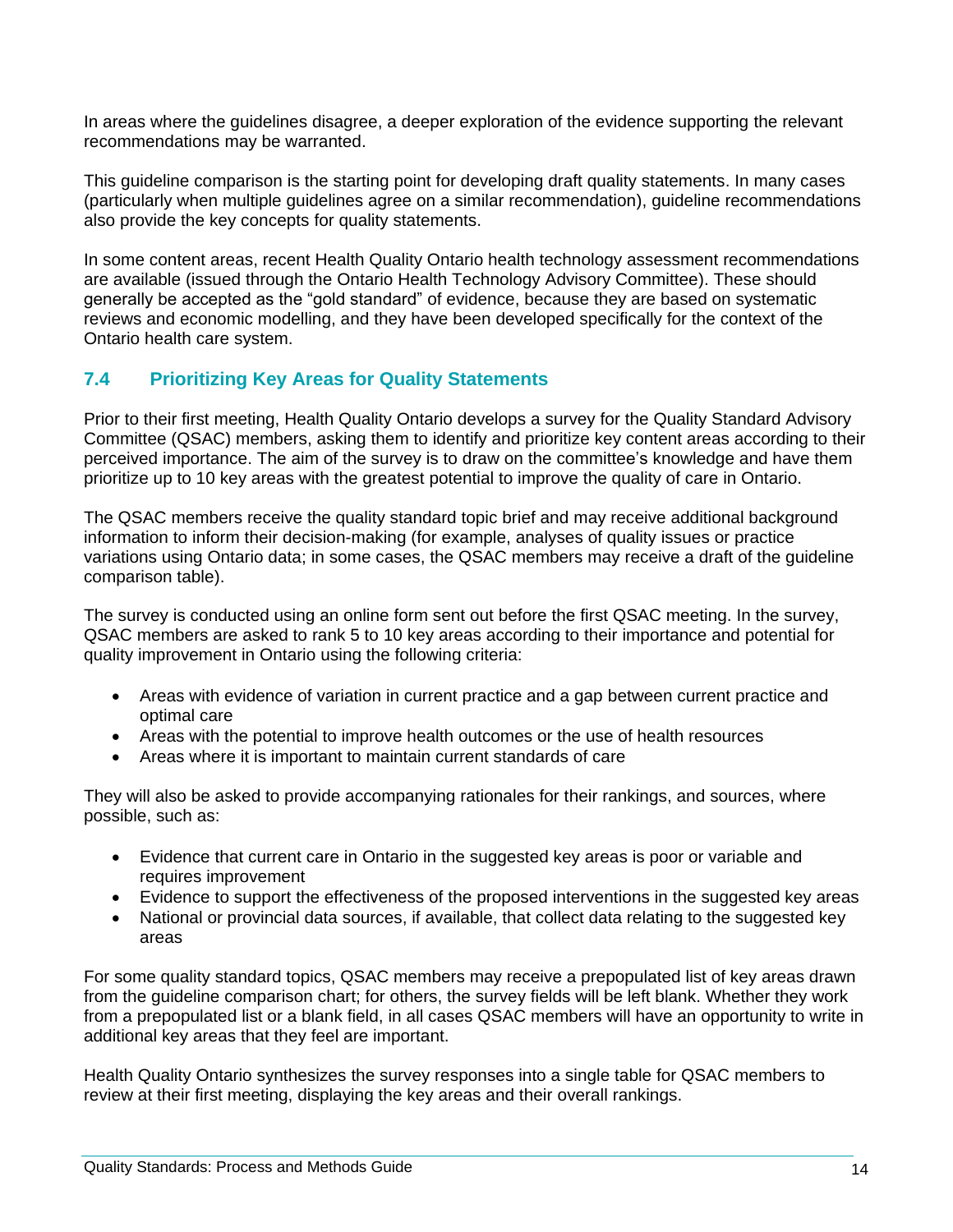In areas where the guidelines disagree, a deeper exploration of the evidence supporting the relevant recommendations may be warranted.

This guideline comparison is the starting point for developing draft quality statements. In many cases (particularly when multiple guidelines agree on a similar recommendation), guideline recommendations also provide the key concepts for quality statements.

In some content areas, recent Health Quality Ontario health technology assessment recommendations are available (issued through the Ontario Health Technology Advisory Committee). These should generally be accepted as the "gold standard" of evidence, because they are based on systematic reviews and economic modelling, and they have been developed specifically for the context of the Ontario health care system.

## 7.4 Prioritizing Key Areas for Quality Statements

Prior to their first meeting, Health Quality Ontario develops a survey for the Quality Standard Advisory Committee (QSAC) members, asking them to identify and prioritize key content areas according to their perceived importance. The aim of the survey is to draw on the committee's knowledge and have them prioritize up to 10 key areas with the greatest potential to improve the quality of care in Ontario.

The QSAC members receive the quality standard topic brief and may receive additional background information to inform their decision-making (for example, analyses of quality issues or practice variations using Ontario data; in some cases, the QSAC members may receive a draft of the guideline comparison table).

The survey is conducted using an online form sent out before the first QSAC meeting. In the survey, QSAC members are asked to rank 5 to 10 key areas according to their importance and potential for quality improvement in Ontario using the following criteria:

- Areas with evidence of variation in current practice and a gap between current practice and optimal care
- Areas with the potential to improve health outcomes or the use of health resources
- Areas where it is important to maintain current standards of care

They will also be asked to provide accompanying rationales for their rankings, and sources, where possible, such as:

- Evidence that current care in Ontario in the suggested key areas is poor or variable and requires improvement
- Evidence to support the effectiveness of the proposed interventions in the suggested key areas
- National or provincial data sources, if available, that collect data relating to the suggested key areas

For some quality standard topics, QSAC members may receive a prepopulated list of key areas drawn from the guideline comparison chart; for others, the survey fields will be left blank. Whether they work from a prepopulated list or a blank field, in all cases QSAC members will have an opportunity to write in additional key areas that they feel are important.

Health Quality Ontario synthesizes the survey responses into a single table for QSAC members to review at their first meeting, displaying the key areas and their overall rankings.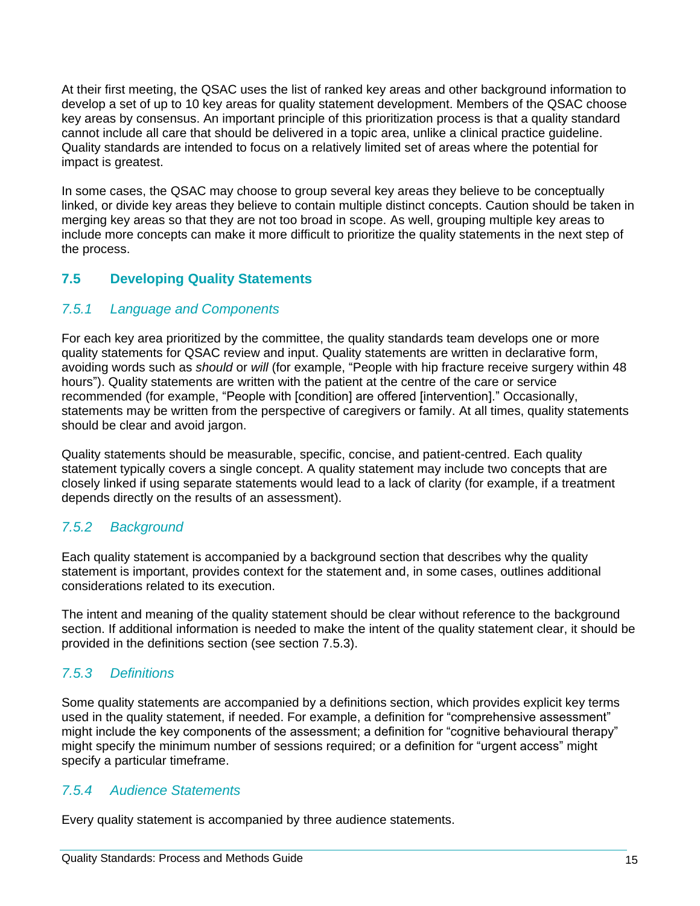At their first meeting, the QSAC uses the list of ranked key areas and other background information to develop a set of up to 10 key areas for quality statement development. Members of the QSAC choose key areas by consensus. An important principle of this prioritization process is that a quality standard cannot include all care that should be delivered in a topic area, unlike a clinical practice guideline. Quality standards are intended to focus on a relatively limited set of areas where the potential for impact is greatest.

In some cases, the QSAC may choose to group several key areas they believe to be conceptually linked, or divide key areas they believe to contain multiple distinct concepts. Caution should be taken in merging key areas so that they are not too broad in scope. As well, grouping multiple key areas to include more concepts can make it more difficult to prioritize the quality statements in the next step of the process.

## 7.5 Developing Quality Statements

### *7.5.1 Language and Components*

For each key area prioritized by the committee, the quality standards team develops one or more quality statements for QSAC review and input. Quality statements are written in declarative form, avoiding words such as *should* or *will* (for example, "People with hip fracture receive surgery within 48 hours"). Quality statements are written with the patient at the centre of the care or service recommended (for example, "People with [condition] are offered [intervention]." Occasionally, statements may be written from the perspective of caregivers or family. At all times, quality statements should be clear and avoid jargon.

Quality statements should be measurable, specific, concise, and patient-centred. Each quality statement typically covers a single concept. A quality statement may include two concepts that are closely linked if using separate statements would lead to a lack of clarity (for example, if a treatment depends directly on the results of an assessment).

### *7.5.2 Background*

Each quality statement is accompanied by a background section that describes why the quality statement is important, provides context for the statement and, in some cases, outlines additional considerations related to its execution.

The intent and meaning of the quality statement should be clear without reference to the background section. If additional information is needed to make the intent of the quality statement clear, it should be provided in the definitions section (see section 7.5.3).

### *7.5.3 Definitions*

Some quality statements are accompanied by a definitions section, which provides explicit key terms used in the quality statement, if needed. For example, a definition for "comprehensive assessment" might include the key components of the assessment; a definition for "cognitive behavioural therapy" might specify the minimum number of sessions required; or a definition for "urgent access" might specify a particular timeframe.

### *7.5.4 Audience Statements*

Every quality statement is accompanied by three audience statements.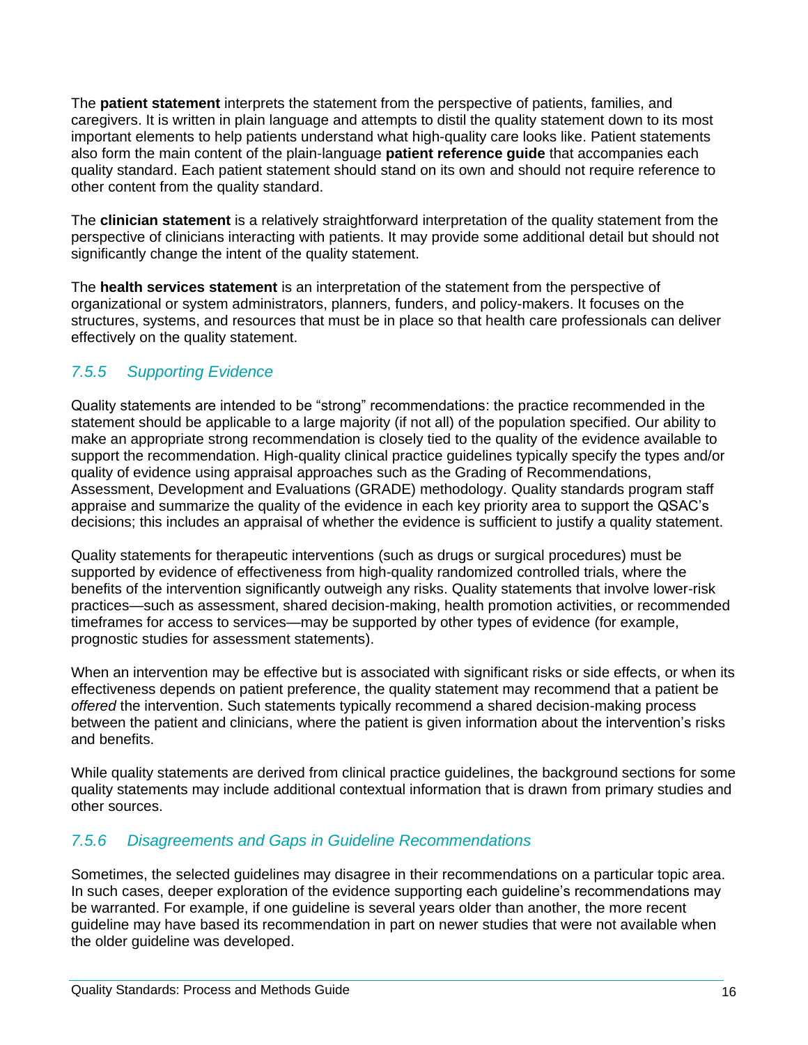The **patient statement** interprets the statement from the perspective of patients, families, and caregivers. It is written in plain language and attempts to distil the quality statement down to its most important elements to help patients understand what high-quality care looks like. Patient statements also form the main content of the plain-language **patient reference guide** that accompanies each quality standard. Each patient statement should stand on its own and should not require reference to other content from the quality standard.

The **clinician statement** is a relatively straightforward interpretation of the quality statement from the perspective of clinicians interacting with patients. It may provide some additional detail but should not significantly change the intent of the quality statement.

The **health services statement** is an interpretation of the statement from the perspective of organizational or system administrators, planners, funders, and policy-makers. It focuses on the structures, systems, and resources that must be in place so that health care professionals can deliver effectively on the quality statement.

### *7.5.5 Supporting Evidence*

Quality statements are intended to be "strong" recommendations: the practice recommended in the statement should be applicable to a large majority (if not all) of the population specified. Our ability to make an appropriate strong recommendation is closely tied to the quality of the evidence available to support the recommendation. High-quality clinical practice guidelines typically specify the types and/or quality of evidence using appraisal approaches such as the Grading of Recommendations, Assessment, Development and Evaluations (GRADE) methodology. Quality standards program staff appraise and summarize the quality of the evidence in each key priority area to support the QSAC's decisions; this includes an appraisal of whether the evidence is sufficient to justify a quality statement.

Quality statements for therapeutic interventions (such as drugs or surgical procedures) must be supported by evidence of effectiveness from high-quality randomized controlled trials, where the benefits of the intervention significantly outweigh any risks. Quality statements that involve lower-risk practices—such as assessment, shared decision-making, health promotion activities, or recommended timeframes for access to services—may be supported by other types of evidence (for example, prognostic studies for assessment statements).

When an intervention may be effective but is associated with significant risks or side effects, or when its effectiveness depends on patient preference, the quality statement may recommend that a patient be *offered* the intervention. Such statements typically recommend a shared decision-making process between the patient and clinicians, where the patient is given information about the intervention's risks and benefits.

While quality statements are derived from clinical practice guidelines, the background sections for some quality statements may include additional contextual information that is drawn from primary studies and other sources.

### *7.5.6 Disagreements and Gaps in Guideline Recommendations*

Sometimes, the selected guidelines may disagree in their recommendations on a particular topic area. In such cases, deeper exploration of the evidence supporting each guideline's recommendations may be warranted. For example, if one guideline is several years older than another, the more recent guideline may have based its recommendation in part on newer studies that were not available when the older guideline was developed.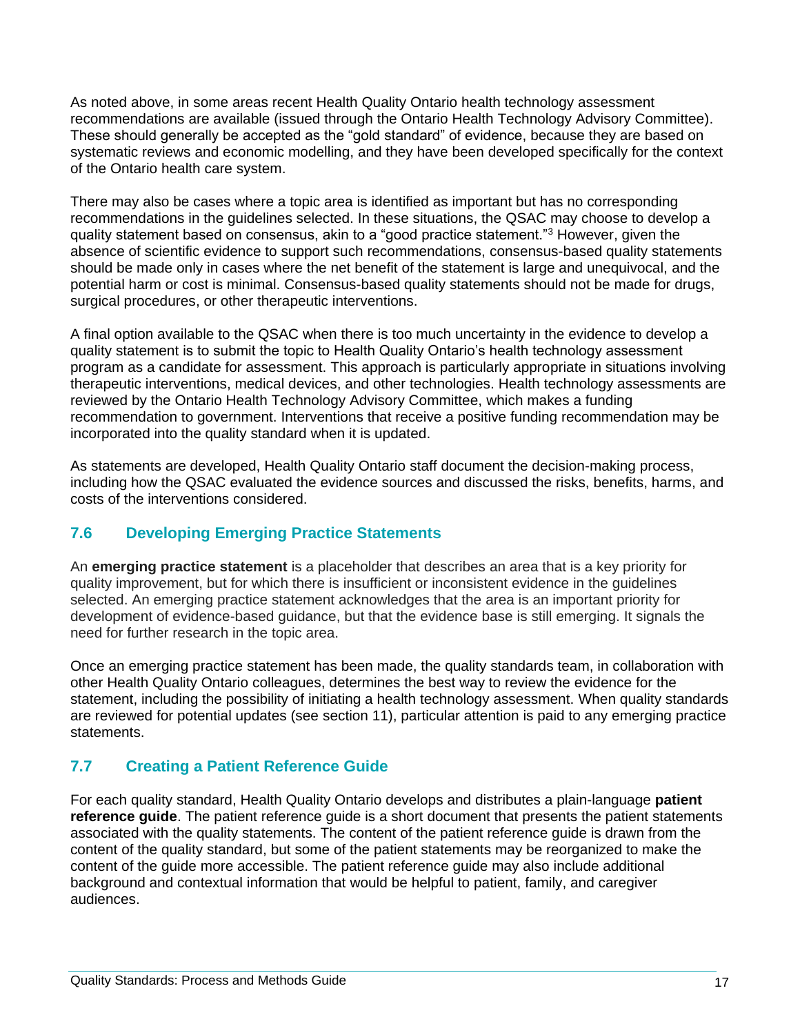As noted above, in some areas recent Health Quality Ontario health technology assessment recommendations are available (issued through the Ontario Health Technology Advisory Committee). These should generally be accepted as the "gold standard" of evidence, because they are based on systematic reviews and economic modelling, and they have been developed specifically for the context of the Ontario health care system.

There may also be cases where a topic area is identified as important but has no corresponding recommendations in the guidelines selected. In these situations, the QSAC may choose to develop a quality statement based on consensus, akin to a "good practice statement."[3] However, given the absence of scientific evidence to support such recommendations, consensus-based quality statements should be made only in cases where the net benefit of the statement is large and unequivocal, and the potential harm or cost is minimal. Consensus-based quality statements should not be made for drugs, surgical procedures, or other therapeutic interventions.

A final option available to the QSAC when there is too much uncertainty in the evidence to develop a quality statement is to submit the topic to Health Quality Ontario's health technology assessment program as a candidate for assessment. This approach is particularly appropriate in situations involving therapeutic interventions, medical devices, and other technologies. Health technology assessments are reviewed by the Ontario Health Technology Advisory Committee, which makes a funding recommendation to government. Interventions that receive a positive funding recommendation may be incorporated into the quality standard when it is updated.

As statements are developed, Health Quality Ontario staff document the decision-making process, including how the QSAC evaluated the evidence sources and discussed the risks, benefits, harms, and costs of the interventions considered.

## 7.6 Developing Emerging Practice Statements

An **emerging practice statement** is a placeholder that describes an area that is a key priority for quality improvement, but for which there is insufficient or inconsistent evidence in the guidelines selected. An emerging practice statement acknowledges that the area is an important priority for development of evidence-based guidance, but that the evidence base is still emerging. It signals the need for further research in the topic area.

Once an emerging practice statement has been made, the quality standards team, in collaboration with other Health Quality Ontario colleagues, determines the best way to review the evidence for the statement, including the possibility of initiating a health technology assessment. When quality standards are reviewed for potential updates (see section 11), particular attention is paid to any emerging practice statements.

## 7.7 Creating a Patient Reference Guide

For each quality standard, Health Quality Ontario develops and distributes a plain-language **patient reference guide**. The patient reference guide is a short document that presents the patient statements associated with the quality statements. The content of the patient reference guide is drawn from the content of the quality standard, but some of the patient statements may be reorganized to make the content of the guide more accessible. The patient reference guide may also include additional background and contextual information that would be helpful to patient, family, and caregiver audiences.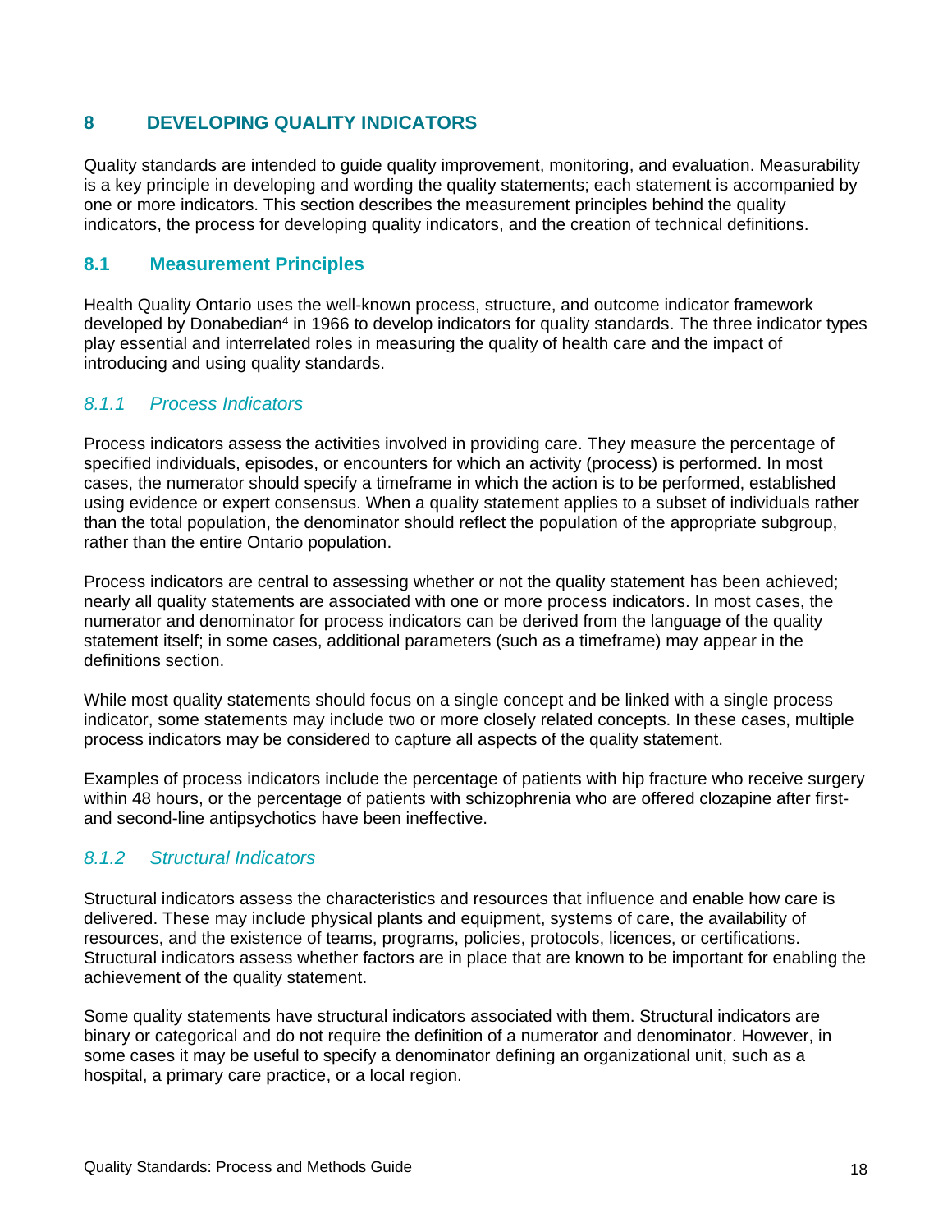## 8 DEVELOPING QUALITY INDICATORS

Quality standards are intended to guide quality improvement, monitoring, and evaluation. Measurability is a key principle in developing and wording the quality statements; each statement is accompanied by one or more indicators. This section describes the measurement principles behind the quality indicators, the process for developing quality indicators, and the creation of technical definitions.

### 8.1 Measurement Principles

Health Quality Ontario uses the well-known process, structure, and outcome indicator framework developed by Donabedian[4] in 1966 to develop indicators for quality standards. The three indicator types play essential and interrelated roles in measuring the quality of health care and the impact of introducing and using quality standards.

#### *8.1.1 Process Indicators*

Process indicators assess the activities involved in providing care. They measure the percentage of specified individuals, episodes, or encounters for which an activity (process) is performed. In most cases, the numerator should specify a timeframe in which the action is to be performed, established using evidence or expert consensus. When a quality statement applies to a subset of individuals rather than the total population, the denominator should reflect the population of the appropriate subgroup, rather than the entire Ontario population.

Process indicators are central to assessing whether or not the quality statement has been achieved; nearly all quality statements are associated with one or more process indicators. In most cases, the numerator and denominator for process indicators can be derived from the language of the quality statement itself; in some cases, additional parameters (such as a timeframe) may appear in the definitions section.

While most quality statements should focus on a single concept and be linked with a single process indicator, some statements may include two or more closely related concepts. In these cases, multiple process indicators may be considered to capture all aspects of the quality statement.

Examples of process indicators include the percentage of patients with hip fracture who receive surgery within 48 hours, or the percentage of patients with schizophrenia who are offered clozapine after first- and second-line antipsychotics have been ineffective.

#### *8.1.2 Structural Indicators*

Structural indicators assess the characteristics and resources that influence and enable how care is delivered. These may include physical plants and equipment, systems of care, the availability of resources, and the existence of teams, programs, policies, protocols, licences, or certifications. Structural indicators assess whether factors are in place that are known to be important for enabling the achievement of the quality statement.

Some quality statements have structural indicators associated with them. Structural indicators are binary or categorical and do not require the definition of a numerator and denominator. However, in some cases it may be useful to specify a denominator defining an organizational unit, such as a hospital, a primary care practice, or a local region.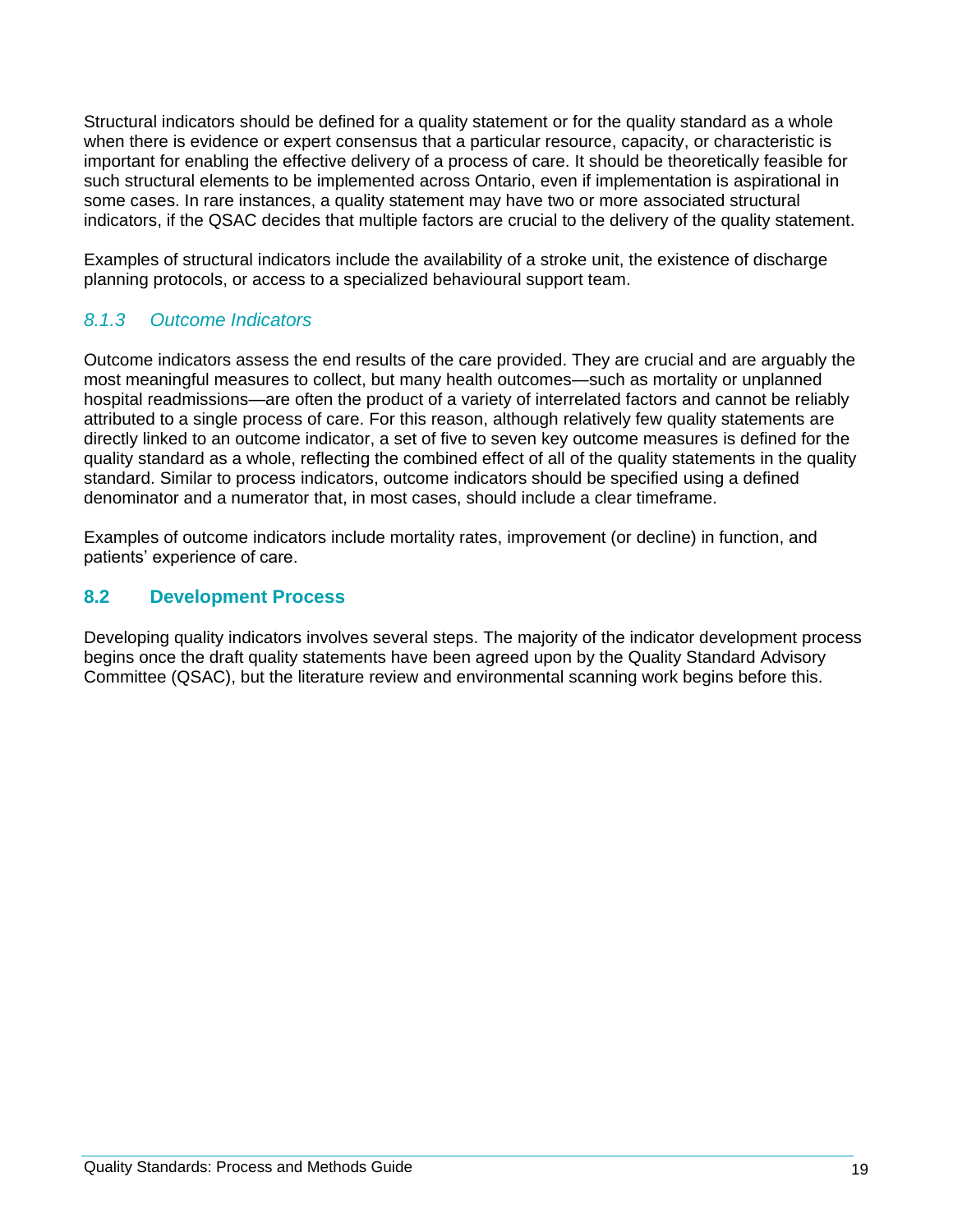Structural indicators should be defined for a quality statement or for the quality standard as a whole when there is evidence or expert consensus that a particular resource, capacity, or characteristic is important for enabling the effective delivery of a process of care. It should be theoretically feasible for such structural elements to be implemented across Ontario, even if implementation is aspirational in some cases. In rare instances, a quality statement may have two or more associated structural indicators, if the QSAC decides that multiple factors are crucial to the delivery of the quality statement.

Examples of structural indicators include the availability of a stroke unit, the existence of discharge planning protocols, or access to a specialized behavioural support team.

### *8.1.3 Outcome Indicators*

Outcome indicators assess the end results of the care provided. They are crucial and are arguably the most meaningful measures to collect, but many health outcomes—such as mortality or unplanned hospital readmissions—are often the product of a variety of interrelated factors and cannot be reliably attributed to a single process of care. For this reason, although relatively few quality statements are directly linked to an outcome indicator, a set of five to seven key outcome measures is defined for the quality standard as a whole, reflecting the combined effect of all of the quality statements in the quality standard. Similar to process indicators, outcome indicators should be specified using a defined denominator and a numerator that, in most cases, should include a clear timeframe.

Examples of outcome indicators include mortality rates, improvement (or decline) in function, and patients' experience of care.

## 8.2 Development Process

Developing quality indicators involves several steps. The majority of the indicator development process begins once the draft quality statements have been agreed upon by the Quality Standard Advisory Committee (QSAC), but the literature review and environmental scanning work begins before this.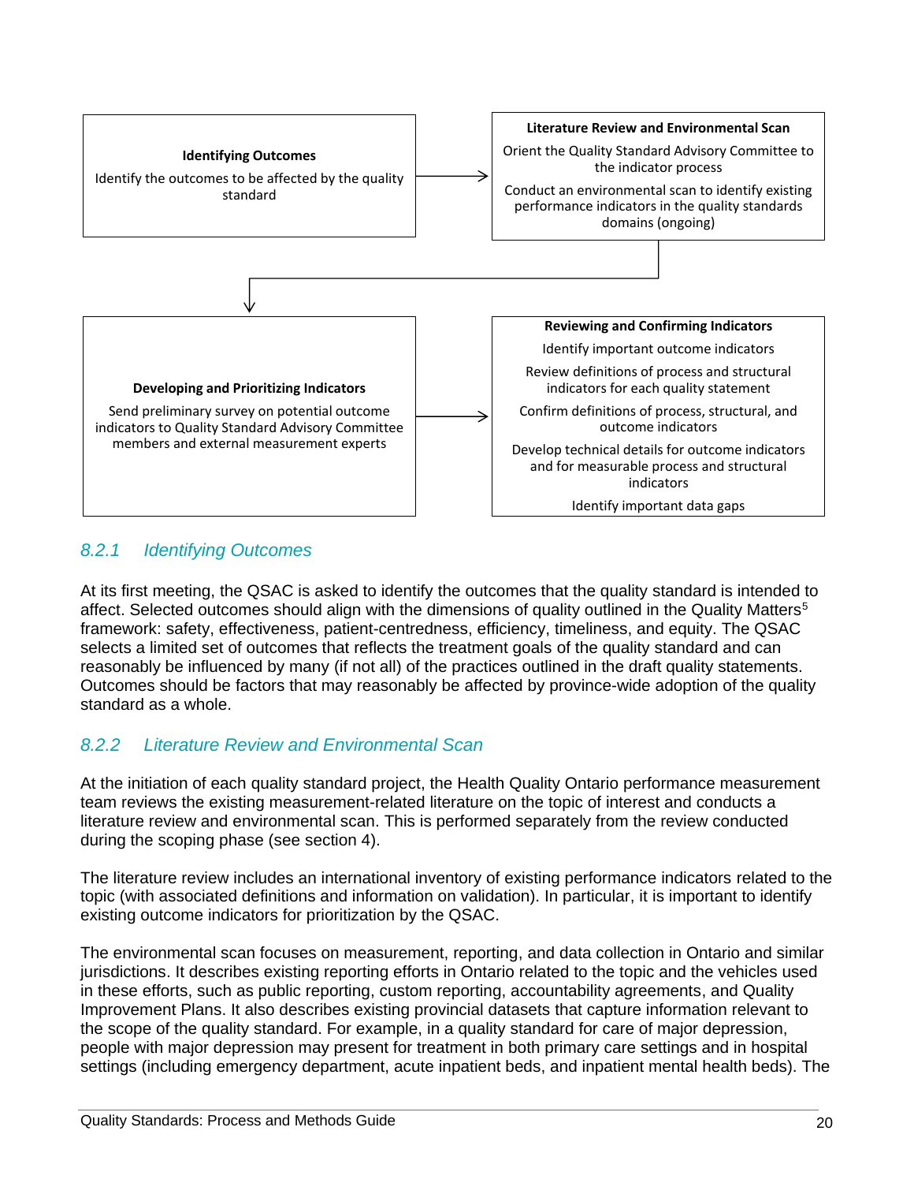**Identifying Outcomes**

Identify the outcomes to be affected by the quality standard

→

**Literature Review and Environmental Scan**

Orient the Quality Standard Advisory Committee to the indicator process

Conduct an environmental scan to identify existing performance indicators in the quality standards domains (ongoing)

↓

**Developing and Prioritizing Indicators**

Send preliminary survey on potential outcome indicators to Quality Standard Advisory Committee members and external measurement experts

→

**Reviewing and Confirming Indicators**

Identify important outcome indicators

Review definitions of process and structural indicators for each quality statement

Confirm definitions of process, structural, and outcome indicators

Develop technical details for outcome indicators and for measurable process and structural indicators

Identify important data gaps

### 8.2.1 Identifying Outcomes

At its first meeting, the QSAC is asked to identify the outcomes that the quality standard is intended to affect. Selected outcomes should align with the dimensions of quality outlined in the Quality Matters[5] framework: safety, effectiveness, patient-centredness, efficiency, timeliness, and equity. The QSAC selects a limited set of outcomes that reflects the treatment goals of the quality standard and can reasonably be influenced by many (if not all) of the practices outlined in the draft quality statements. Outcomes should be factors that may reasonably be affected by province-wide adoption of the quality standard as a whole.

### 8.2.2 Literature Review and Environmental Scan

At the initiation of each quality standard project, the Health Quality Ontario performance measurement team reviews the existing measurement-related literature on the topic of interest and conducts a literature review and environmental scan. This is performed separately from the review conducted during the scoping phase (see section 4).

The literature review includes an international inventory of existing performance indicators related to the topic (with associated definitions and information on validation). In particular, it is important to identify existing outcome indicators for prioritization by the QSAC.

The environmental scan focuses on measurement, reporting, and data collection in Ontario and similar jurisdictions. It describes existing reporting efforts in Ontario related to the topic and the vehicles used in these efforts, such as public reporting, custom reporting, accountability agreements, and Quality Improvement Plans. It also describes existing provincial datasets that capture information relevant to the scope of the quality standard. For example, in a quality standard for care of major depression, people with major depression may present for treatment in both primary care settings and in hospital settings (including emergency department, acute inpatient beds, and inpatient mental health beds). The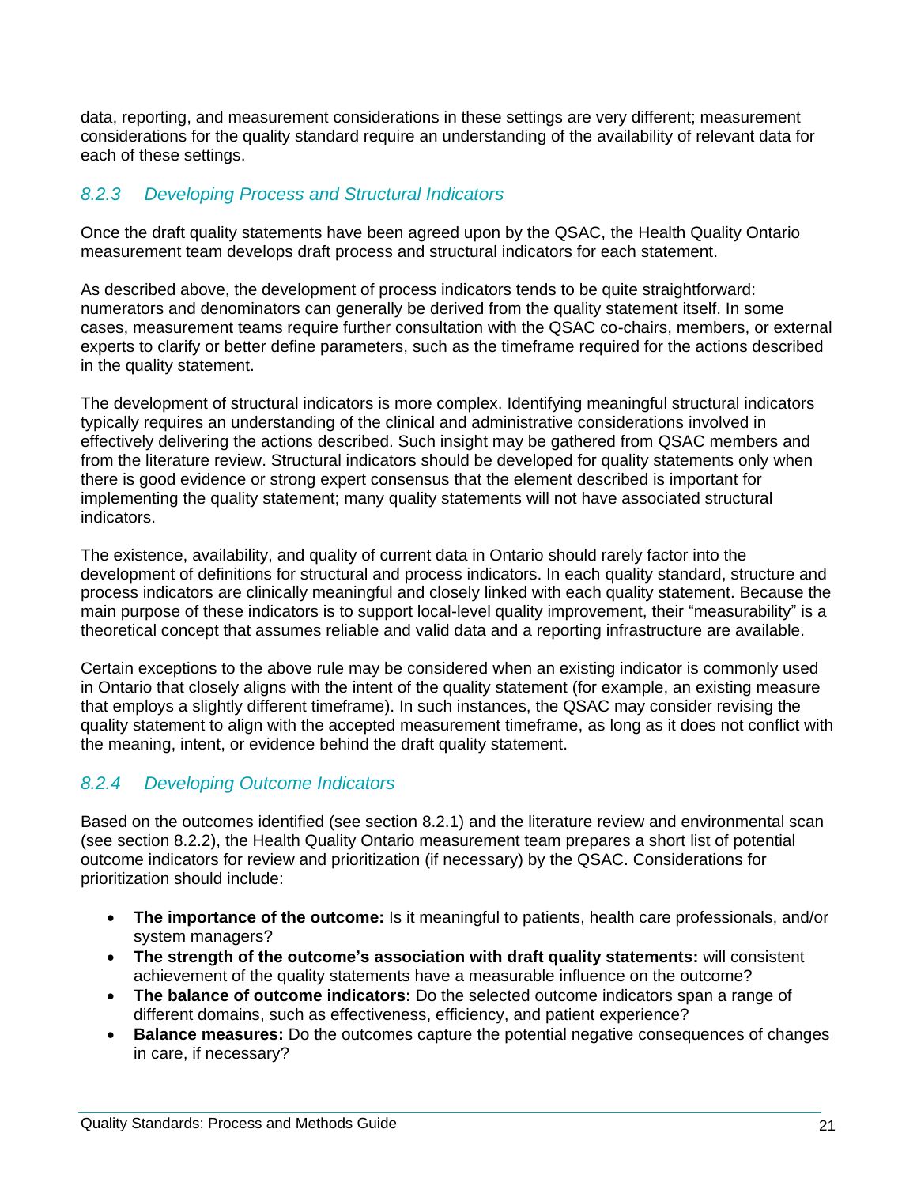data, reporting, and measurement considerations in these settings are very different; measurement considerations for the quality standard require an understanding of the availability of relevant data for each of these settings.

### *8.2.3 Developing Process and Structural Indicators*

Once the draft quality statements have been agreed upon by the QSAC, the Health Quality Ontario measurement team develops draft process and structural indicators for each statement.

As described above, the development of process indicators tends to be quite straightforward: numerators and denominators can generally be derived from the quality statement itself. In some cases, measurement teams require further consultation with the QSAC co-chairs, members, or external experts to clarify or better define parameters, such as the timeframe required for the actions described in the quality statement.

The development of structural indicators is more complex. Identifying meaningful structural indicators typically requires an understanding of the clinical and administrative considerations involved in effectively delivering the actions described. Such insight may be gathered from QSAC members and from the literature review. Structural indicators should be developed for quality statements only when there is good evidence or strong expert consensus that the element described is important for implementing the quality statement; many quality statements will not have associated structural indicators.

The existence, availability, and quality of current data in Ontario should rarely factor into the development of definitions for structural and process indicators. In each quality standard, structure and process indicators are clinically meaningful and closely linked with each quality statement. Because the main purpose of these indicators is to support local-level quality improvement, their "measurability" is a theoretical concept that assumes reliable and valid data and a reporting infrastructure are available.

Certain exceptions to the above rule may be considered when an existing indicator is commonly used in Ontario that closely aligns with the intent of the quality statement (for example, an existing measure that employs a slightly different timeframe). In such instances, the QSAC may consider revising the quality statement to align with the accepted measurement timeframe, as long as it does not conflict with the meaning, intent, or evidence behind the draft quality statement.

### *8.2.4 Developing Outcome Indicators*

Based on the outcomes identified (see section 8.2.1) and the literature review and environmental scan (see section 8.2.2), the Health Quality Ontario measurement team prepares a short list of potential outcome indicators for review and prioritization (if necessary) by the QSAC. Considerations for prioritization should include:

- **The importance of the outcome:** Is it meaningful to patients, health care professionals, and/or system managers?
- **The strength of the outcome's association with draft quality statements:** will consistent achievement of the quality statements have a measurable influence on the outcome?
- **The balance of outcome indicators:** Do the selected outcome indicators span a range of different domains, such as effectiveness, efficiency, and patient experience?
- **Balance measures:** Do the outcomes capture the potential negative consequences of changes in care, if necessary?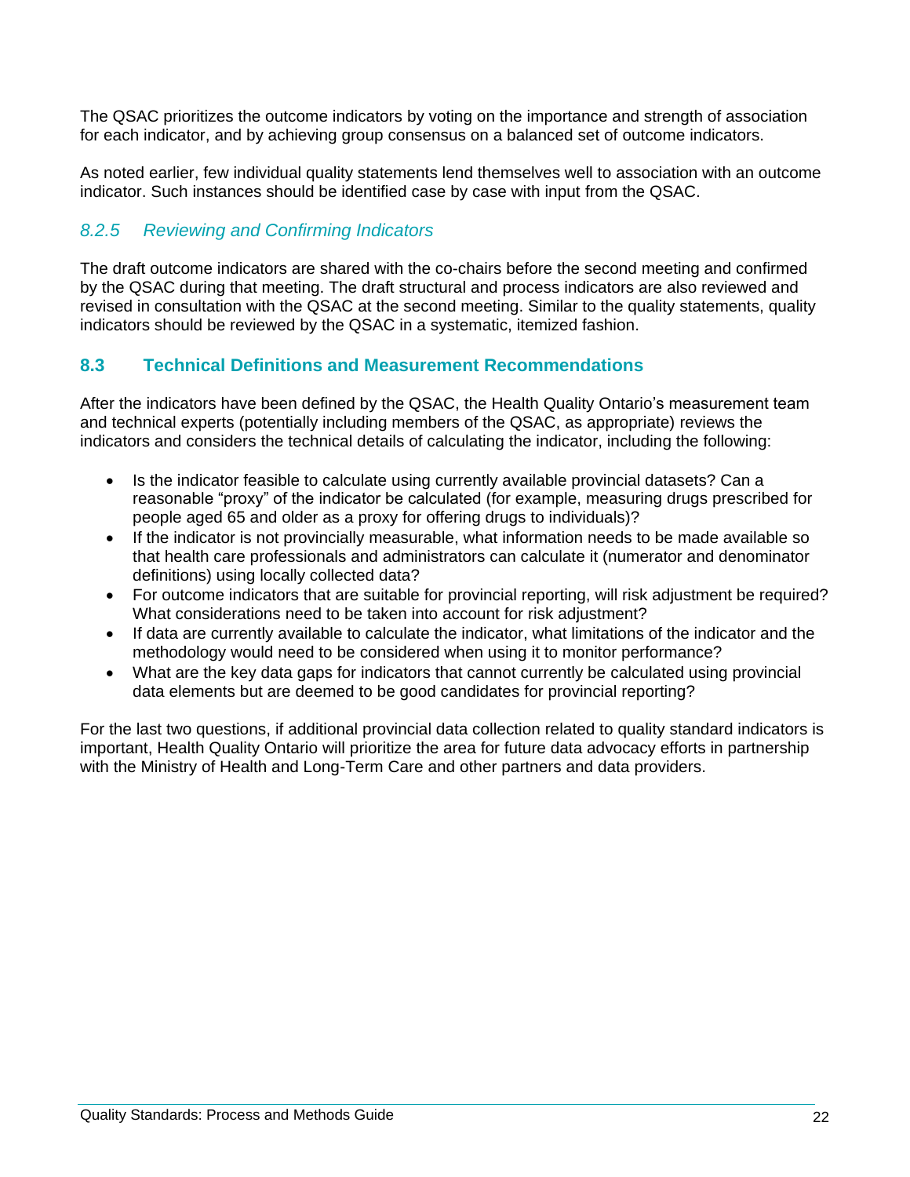The QSAC prioritizes the outcome indicators by voting on the importance and strength of association for each indicator, and by achieving group consensus on a balanced set of outcome indicators.

As noted earlier, few individual quality statements lend themselves well to association with an outcome indicator. Such instances should be identified case by case with input from the QSAC.

### *8.2.5 Reviewing and Confirming Indicators*

The draft outcome indicators are shared with the co-chairs before the second meeting and confirmed by the QSAC during that meeting. The draft structural and process indicators are also reviewed and revised in consultation with the QSAC at the second meeting. Similar to the quality statements, quality indicators should be reviewed by the QSAC in a systematic, itemized fashion.

## 8.3 Technical Definitions and Measurement Recommendations

After the indicators have been defined by the QSAC, the Health Quality Ontario's measurement team and technical experts (potentially including members of the QSAC, as appropriate) reviews the indicators and considers the technical details of calculating the indicator, including the following:

- Is the indicator feasible to calculate using currently available provincial datasets? Can a reasonable "proxy" of the indicator be calculated (for example, measuring drugs prescribed for people aged 65 and older as a proxy for offering drugs to individuals)?
- If the indicator is not provincially measurable, what information needs to be made available so that health care professionals and administrators can calculate it (numerator and denominator definitions) using locally collected data?
- For outcome indicators that are suitable for provincial reporting, will risk adjustment be required? What considerations need to be taken into account for risk adjustment?
- If data are currently available to calculate the indicator, what limitations of the indicator and the methodology would need to be considered when using it to monitor performance?
- What are the key data gaps for indicators that cannot currently be calculated using provincial data elements but are deemed to be good candidates for provincial reporting?

For the last two questions, if additional provincial data collection related to quality standard indicators is important, Health Quality Ontario will prioritize the area for future data advocacy efforts in partnership with the Ministry of Health and Long-Term Care and other partners and data providers.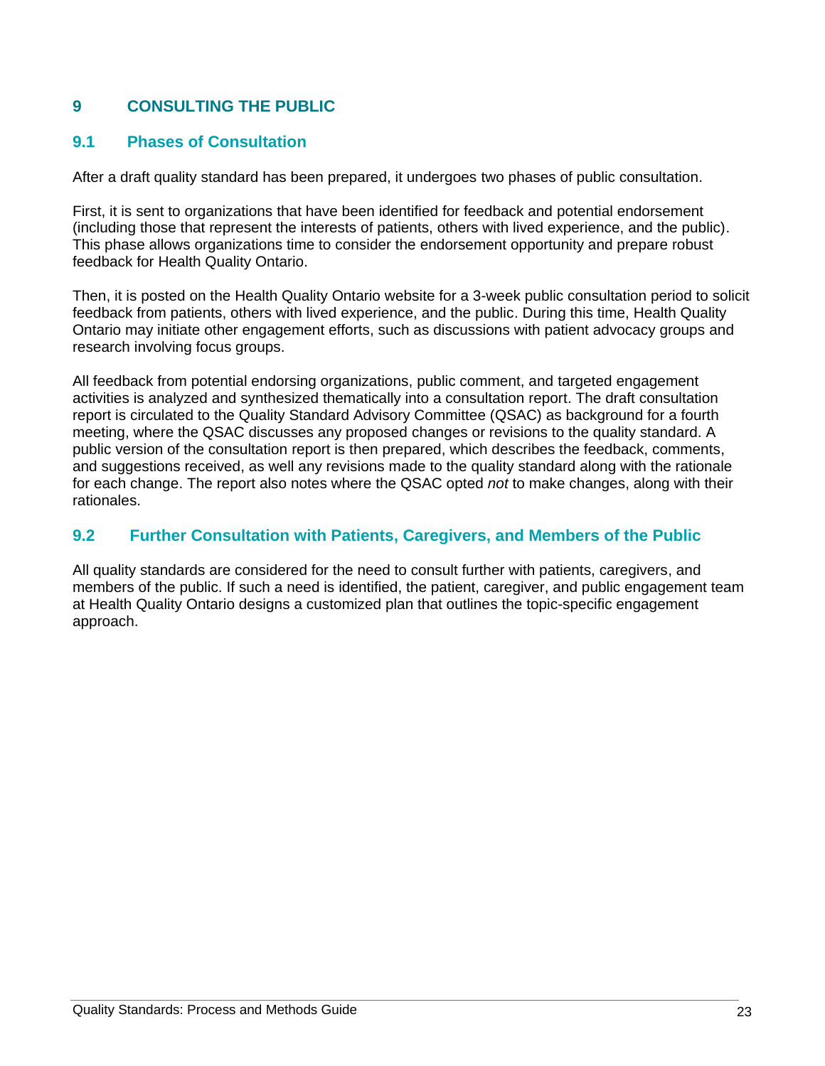# 9 CONSULTING THE PUBLIC

## 9.1 Phases of Consultation

After a draft quality standard has been prepared, it undergoes two phases of public consultation.

First, it is sent to organizations that have been identified for feedback and potential endorsement (including those that represent the interests of patients, others with lived experience, and the public). This phase allows organizations time to consider the endorsement opportunity and prepare robust feedback for Health Quality Ontario.

Then, it is posted on the Health Quality Ontario website for a 3-week public consultation period to solicit feedback from patients, others with lived experience, and the public. During this time, Health Quality Ontario may initiate other engagement efforts, such as discussions with patient advocacy groups and research involving focus groups.

All feedback from potential endorsing organizations, public comment, and targeted engagement activities is analyzed and synthesized thematically into a consultation report. The draft consultation report is circulated to the Quality Standard Advisory Committee (QSAC) as background for a fourth meeting, where the QSAC discusses any proposed changes or revisions to the quality standard. A public version of the consultation report is then prepared, which describes the feedback, comments, and suggestions received, as well any revisions made to the quality standard along with the rationale for each change. The report also notes where the QSAC opted *not* to make changes, along with their rationales.

## 9.2 Further Consultation with Patients, Caregivers, and Members of the Public

All quality standards are considered for the need to consult further with patients, caregivers, and members of the public. If such a need is identified, the patient, caregiver, and public engagement team at Health Quality Ontario designs a customized plan that outlines the topic-specific engagement approach.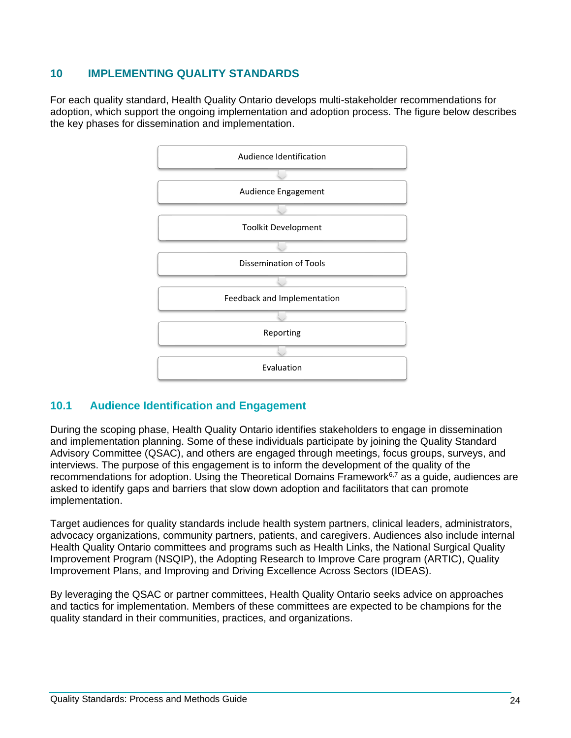## 10 IMPLEMENTING QUALITY STANDARDS

For each quality standard, Health Quality Ontario develops multi-stakeholder recommendations for adoption, which support the ongoing implementation and adoption process. The figure below describes the key phases for dissemination and implementation.

Audience Identification

Audience Engagement

Toolkit Development

Dissemination of Tools

Feedback and Implementation

Reporting

Evaluation

### 10.1 Audience Identification and Engagement

During the scoping phase, Health Quality Ontario identifies stakeholders to engage in dissemination and implementation planning. Some of these individuals participate by joining the Quality Standard Advisory Committee (QSAC), and others are engaged through meetings, focus groups, surveys, and interviews. The purpose of this engagement is to inform the development of the quality of the recommendations for adoption. Using the Theoretical Domains Framework[6,7] as a guide, audiences are asked to identify gaps and barriers that slow down adoption and facilitators that can promote implementation.

Target audiences for quality standards include health system partners, clinical leaders, administrators, advocacy organizations, community partners, patients, and caregivers. Audiences also include internal Health Quality Ontario committees and programs such as Health Links, the National Surgical Quality Improvement Program (NSQIP), the Adopting Research to Improve Care program (ARTIC), Quality Improvement Plans, and Improving and Driving Excellence Across Sectors (IDEAS).

By leveraging the QSAC or partner committees, Health Quality Ontario seeks advice on approaches and tactics for implementation. Members of these committees are expected to be champions for the quality standard in their communities, practices, and organizations.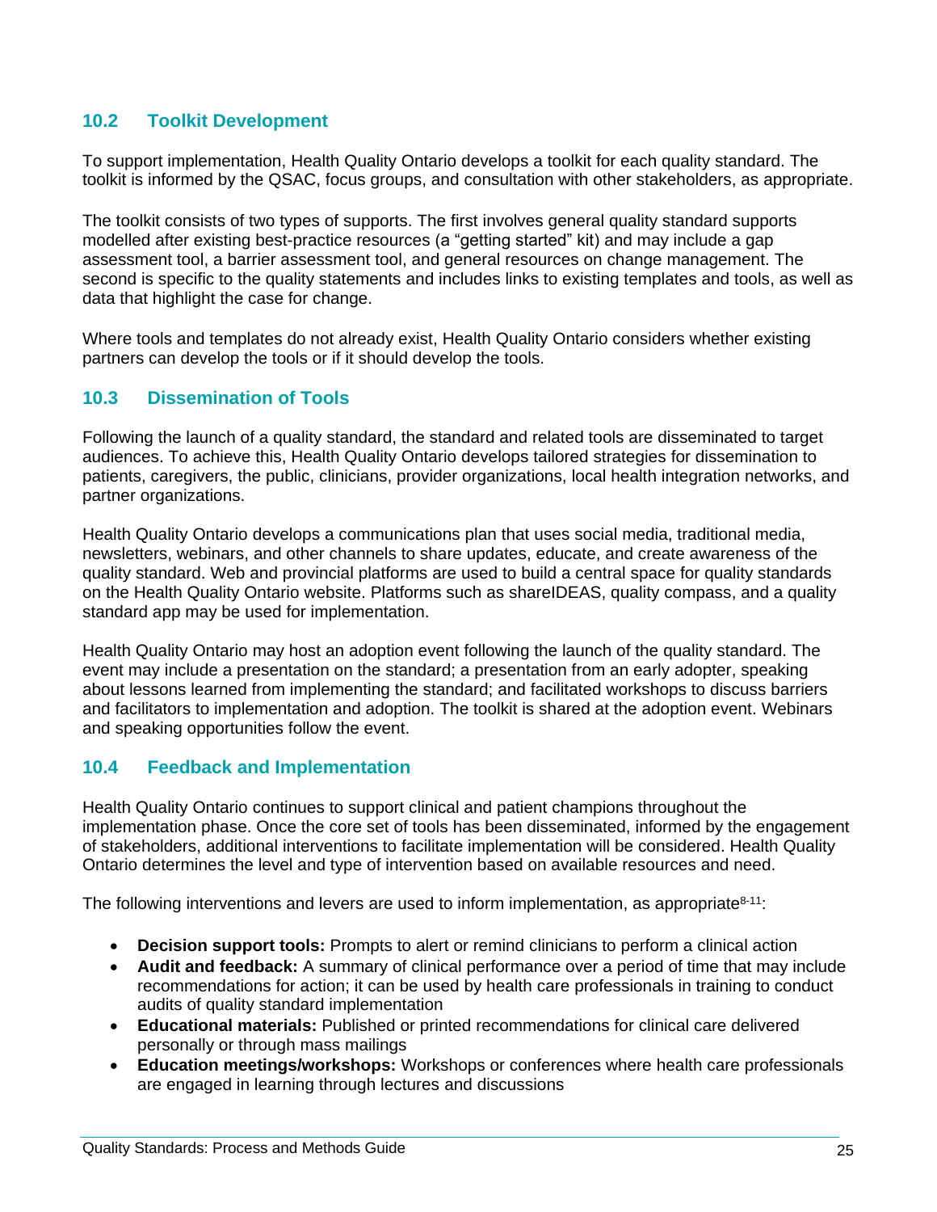## 10.2 Toolkit Development

To support implementation, Health Quality Ontario develops a toolkit for each quality standard. The toolkit is informed by the QSAC, focus groups, and consultation with other stakeholders, as appropriate.

The toolkit consists of two types of supports. The first involves general quality standard supports modelled after existing best-practice resources (a "getting started" kit) and may include a gap assessment tool, a barrier assessment tool, and general resources on change management. The second is specific to the quality statements and includes links to existing templates and tools, as well as data that highlight the case for change.

Where tools and templates do not already exist, Health Quality Ontario considers whether existing partners can develop the tools or if it should develop the tools.

## 10.3 Dissemination of Tools

Following the launch of a quality standard, the standard and related tools are disseminated to target audiences. To achieve this, Health Quality Ontario develops tailored strategies for dissemination to patients, caregivers, the public, clinicians, provider organizations, local health integration networks, and partner organizations.

Health Quality Ontario develops a communications plan that uses social media, traditional media, newsletters, webinars, and other channels to share updates, educate, and create awareness of the quality standard. Web and provincial platforms are used to build a central space for quality standards on the Health Quality Ontario website. Platforms such as shareIDEAS, quality compass, and a quality standard app may be used for implementation.

Health Quality Ontario may host an adoption event following the launch of the quality standard. The event may include a presentation on the standard; a presentation from an early adopter, speaking about lessons learned from implementing the standard; and facilitated workshops to discuss barriers and facilitators to implementation and adoption. The toolkit is shared at the adoption event. Webinars and speaking opportunities follow the event.

## 10.4 Feedback and Implementation

Health Quality Ontario continues to support clinical and patient champions throughout the implementation phase. Once the core set of tools has been disseminated, informed by the engagement of stakeholders, additional interventions to facilitate implementation will be considered. Health Quality Ontario determines the level and type of intervention based on available resources and need.

The following interventions and levers are used to inform implementation, as appropriate[8-11]:

- **Decision support tools:** Prompts to alert or remind clinicians to perform a clinical action
- **Audit and feedback:** A summary of clinical performance over a period of time that may include recommendations for action; it can be used by health care professionals in training to conduct audits of quality standard implementation
- **Educational materials:** Published or printed recommendations for clinical care delivered personally or through mass mailings
- **Education meetings/workshops:** Workshops or conferences where health care professionals are engaged in learning through lectures and discussions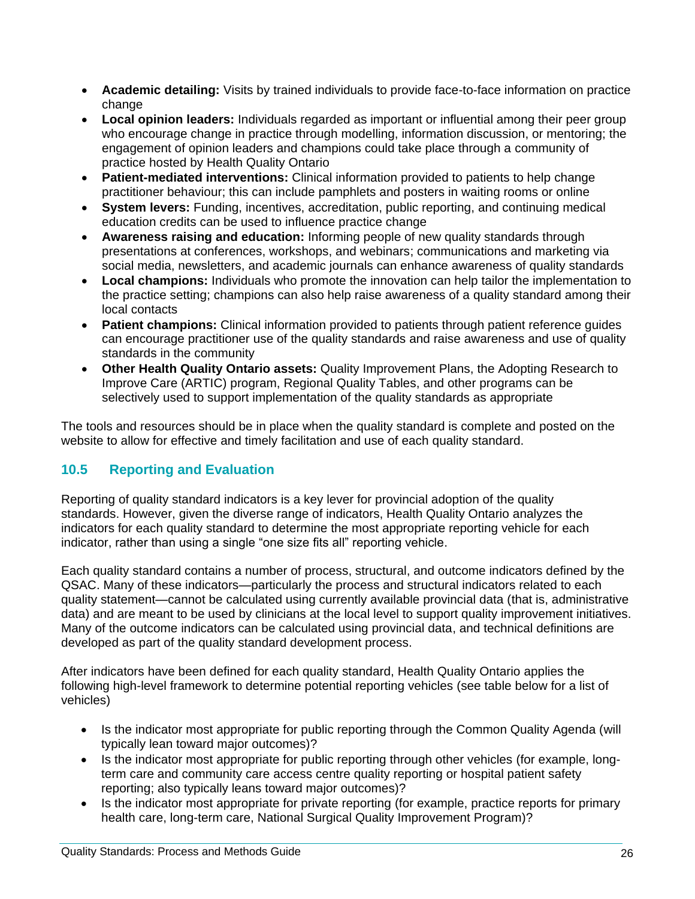- **Academic detailing:** Visits by trained individuals to provide face-to-face information on practice change
- **Local opinion leaders:** Individuals regarded as important or influential among their peer group who encourage change in practice through modelling, information discussion, or mentoring; the engagement of opinion leaders and champions could take place through a community of practice hosted by Health Quality Ontario
- **Patient-mediated interventions:** Clinical information provided to patients to help change practitioner behaviour; this can include pamphlets and posters in waiting rooms or online
- **System levers:** Funding, incentives, accreditation, public reporting, and continuing medical education credits can be used to influence practice change
- **Awareness raising and education:** Informing people of new quality standards through presentations at conferences, workshops, and webinars; communications and marketing via social media, newsletters, and academic journals can enhance awareness of quality standards
- **Local champions:** Individuals who promote the innovation can help tailor the implementation to the practice setting; champions can also help raise awareness of a quality standard among their local contacts
- **Patient champions:** Clinical information provided to patients through patient reference guides can encourage practitioner use of the quality standards and raise awareness and use of quality standards in the community
- **Other Health Quality Ontario assets:** Quality Improvement Plans, the Adopting Research to Improve Care (ARTIC) program, Regional Quality Tables, and other programs can be selectively used to support implementation of the quality standards as appropriate

The tools and resources should be in place when the quality standard is complete and posted on the website to allow for effective and timely facilitation and use of each quality standard.

## 10.5 Reporting and Evaluation

Reporting of quality standard indicators is a key lever for provincial adoption of the quality standards. However, given the diverse range of indicators, Health Quality Ontario analyzes the indicators for each quality standard to determine the most appropriate reporting vehicle for each indicator, rather than using a single "one size fits all" reporting vehicle.

Each quality standard contains a number of process, structural, and outcome indicators defined by the QSAC. Many of these indicators—particularly the process and structural indicators related to each quality statement—cannot be calculated using currently available provincial data (that is, administrative data) and are meant to be used by clinicians at the local level to support quality improvement initiatives. Many of the outcome indicators can be calculated using provincial data, and technical definitions are developed as part of the quality standard development process.

After indicators have been defined for each quality standard, Health Quality Ontario applies the following high-level framework to determine potential reporting vehicles (see table below for a list of vehicles)

- Is the indicator most appropriate for public reporting through the Common Quality Agenda (will typically lean toward major outcomes)?
- Is the indicator most appropriate for public reporting through other vehicles (for example, long-term care and community care access centre quality reporting or hospital patient safety reporting; also typically leans toward major outcomes)?
- Is the indicator most appropriate for private reporting (for example, practice reports for primary health care, long-term care, National Surgical Quality Improvement Program)?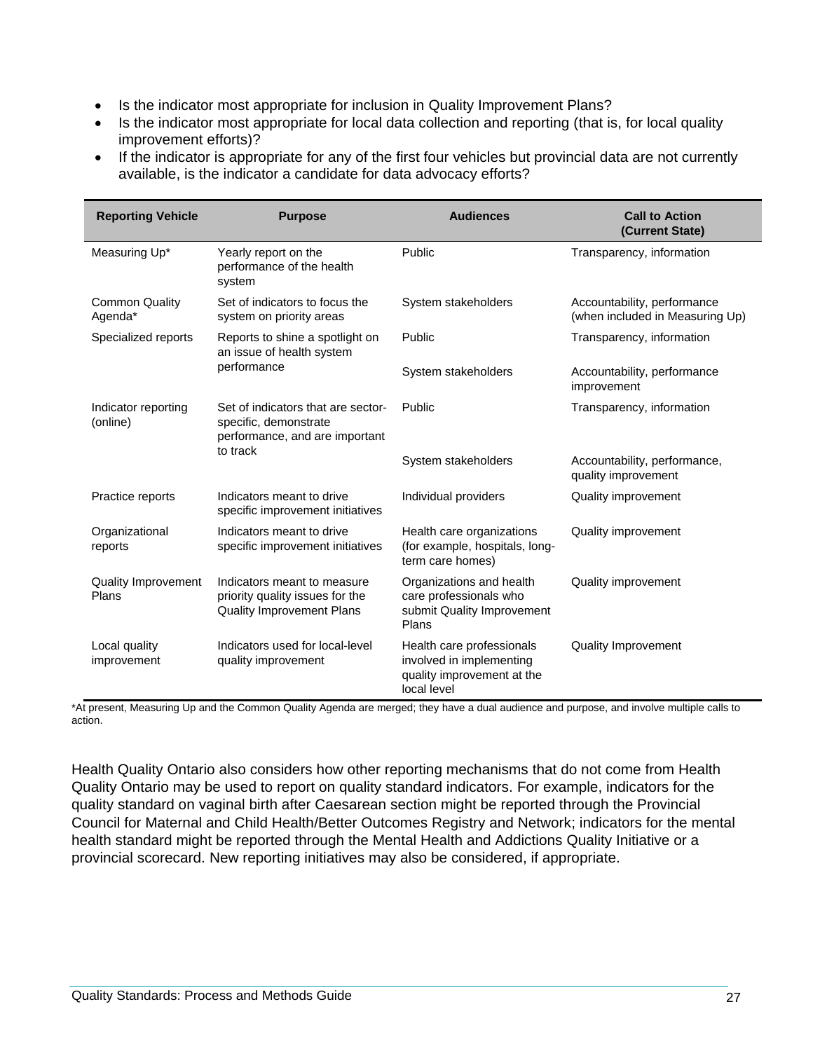- Is the indicator most appropriate for inclusion in Quality Improvement Plans?
- Is the indicator most appropriate for local data collection and reporting (that is, for local quality improvement efforts)?
- If the indicator is appropriate for any of the first four vehicles but provincial data are not currently available, is the indicator a candidate for data advocacy efforts?

| Reporting Vehicle | Purpose | Audiences | Call to Action (Current State) |
|---|---|---|---|
| Measuring Up* | Yearly report on the performance of the health system | Public | Transparency, information |
| Common Quality Agenda* | Set of indicators to focus the system on priority areas | System stakeholders | Accountability, performance (when included in Measuring Up) |
| Specialized reports | Reports to shine a spotlight on an issue of health system performance | Public | Transparency, information |
| | | System stakeholders | Accountability, performance improvement |
| Indicator reporting (online) | Set of indicators that are sector-specific, demonstrate performance, and are important to track | Public | Transparency, information |
| | | System stakeholders | Accountability, performance, quality improvement |
| Practice reports | Indicators meant to drive specific improvement initiatives | Individual providers | Quality improvement |
| Organizational reports | Indicators meant to drive specific improvement initiatives | Health care organizations (for example, hospitals, long-term care homes) | Quality improvement |
| Quality Improvement Plans | Indicators meant to measure priority quality issues for the Quality Improvement Plans | Organizations and health care professionals who submit Quality Improvement Plans | Quality improvement |
| Local quality improvement | Indicators used for local-level quality improvement | Health care professionals involved in implementing quality improvement at the local level | Quality Improvement |

*At present, Measuring Up and the Common Quality Agenda are merged; they have a dual audience and purpose, and involve multiple calls to action.

Health Quality Ontario also considers how other reporting mechanisms that do not come from Health Quality Ontario may be used to report on quality standard indicators. For example, indicators for the quality standard on vaginal birth after Caesarean section might be reported through the Provincial Council for Maternal and Child Health/Better Outcomes Registry and Network; indicators for the mental health standard might be reported through the Mental Health and Addictions Quality Initiative or a provincial scorecard. New reporting initiatives may also be considered, if appropriate.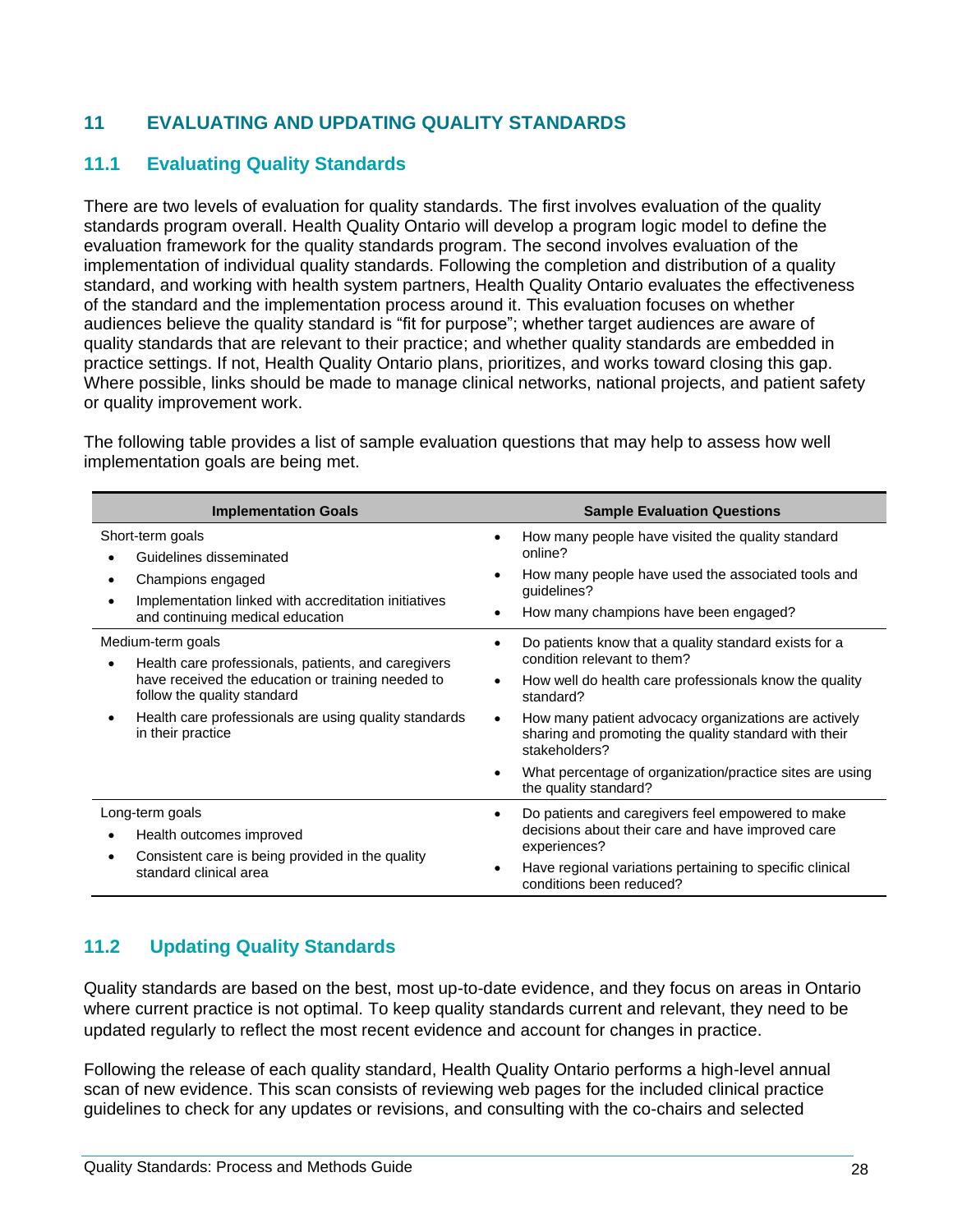## 11 EVALUATING AND UPDATING QUALITY STANDARDS

### 11.1 Evaluating Quality Standards

There are two levels of evaluation for quality standards. The first involves evaluation of the quality standards program overall. Health Quality Ontario will develop a program logic model to define the evaluation framework for the quality standards program. The second involves evaluation of the implementation of individual quality standards. Following the completion and distribution of a quality standard, and working with health system partners, Health Quality Ontario evaluates the effectiveness of the standard and the implementation process around it. This evaluation focuses on whether audiences believe the quality standard is "fit for purpose"; whether target audiences are aware of quality standards that are relevant to their practice; and whether quality standards are embedded in practice settings. If not, Health Quality Ontario plans, prioritizes, and works toward closing this gap. Where possible, links should be made to manage clinical networks, national projects, and patient safety or quality improvement work.

The following table provides a list of sample evaluation questions that may help to assess how well implementation goals are being met.

| Implementation Goals | Sample Evaluation Questions |
|---|---|
| Short-term goals<br>• Guidelines disseminated<br>• Champions engaged<br>• Implementation linked with accreditation initiatives and continuing medical education | • How many people have visited the quality standard online?<br>• How many people have used the associated tools and guidelines?<br>• How many champions have been engaged? |
| Medium-term goals<br>• Health care professionals, patients, and caregivers have received the education or training needed to follow the quality standard<br>• Health care professionals are using quality standards in their practice | • Do patients know that a quality standard exists for a condition relevant to them?<br>• How well do health care professionals know the quality standard?<br>• How many patient advocacy organizations are actively sharing and promoting the quality standard with their stakeholders?<br>• What percentage of organization/practice sites are using the quality standard? |
| Long-term goals<br>• Health outcomes improved<br>• Consistent care is being provided in the quality standard clinical area | • Do patients and caregivers feel empowered to make decisions about their care and have improved care experiences?<br>• Have regional variations pertaining to specific clinical conditions been reduced? |

### 11.2 Updating Quality Standards

Quality standards are based on the best, most up-to-date evidence, and they focus on areas in Ontario where current practice is not optimal. To keep quality standards current and relevant, they need to be updated regularly to reflect the most recent evidence and account for changes in practice.

Following the release of each quality standard, Health Quality Ontario performs a high-level annual scan of new evidence. This scan consists of reviewing web pages for the included clinical practice guidelines to check for any updates or revisions, and consulting with the co-chairs and selected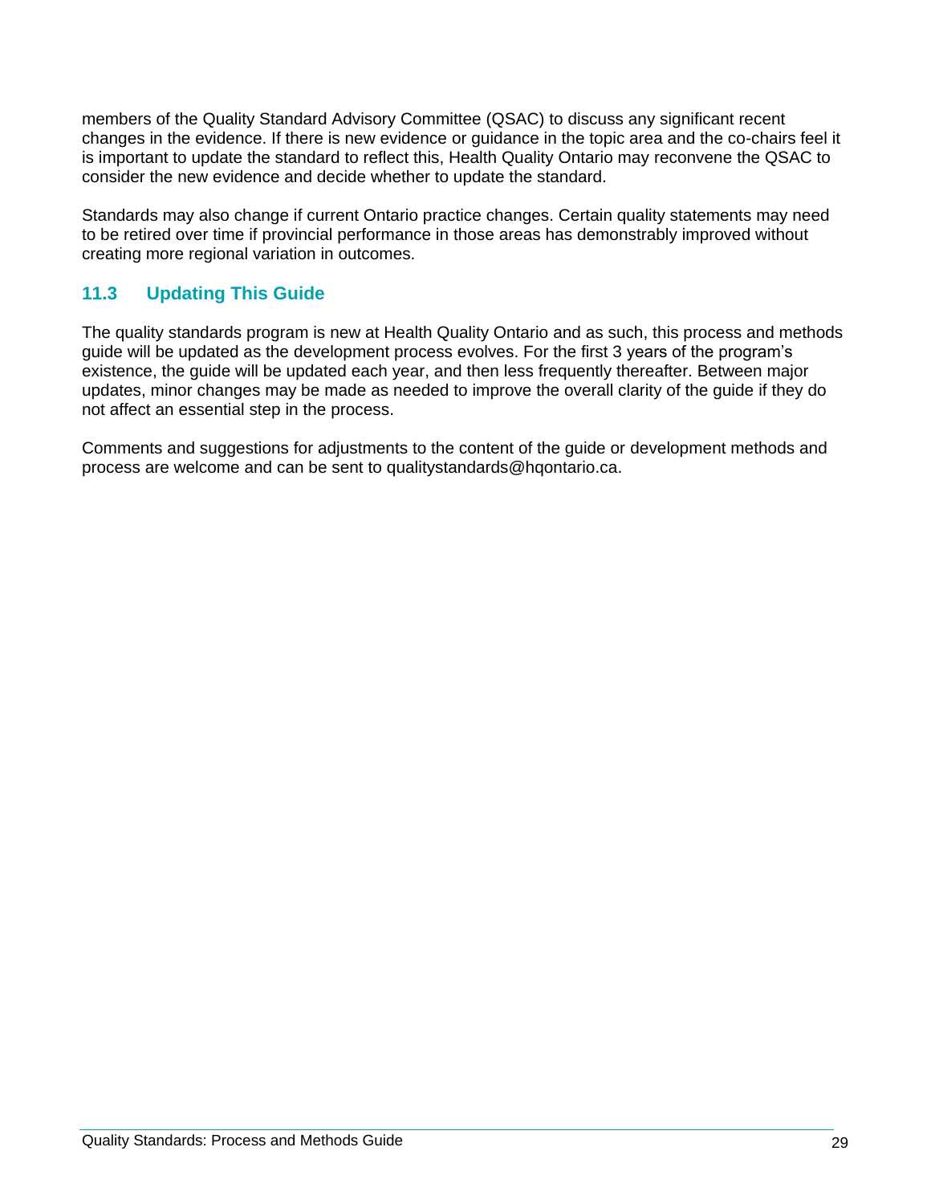members of the Quality Standard Advisory Committee (QSAC) to discuss any significant recent changes in the evidence. If there is new evidence or guidance in the topic area and the co-chairs feel it is important to update the standard to reflect this, Health Quality Ontario may reconvene the QSAC to consider the new evidence and decide whether to update the standard.

Standards may also change if current Ontario practice changes. Certain quality statements may need to be retired over time if provincial performance in those areas has demonstrably improved without creating more regional variation in outcomes.

## 11.3 Updating This Guide

The quality standards program is new at Health Quality Ontario and as such, this process and methods guide will be updated as the development process evolves. For the first 3 years of the program's existence, the guide will be updated each year, and then less frequently thereafter. Between major updates, minor changes may be made as needed to improve the overall clarity of the guide if they do not affect an essential step in the process.

Comments and suggestions for adjustments to the content of the guide or development methods and process are welcome and can be sent to qualitystandards@hqontario.ca.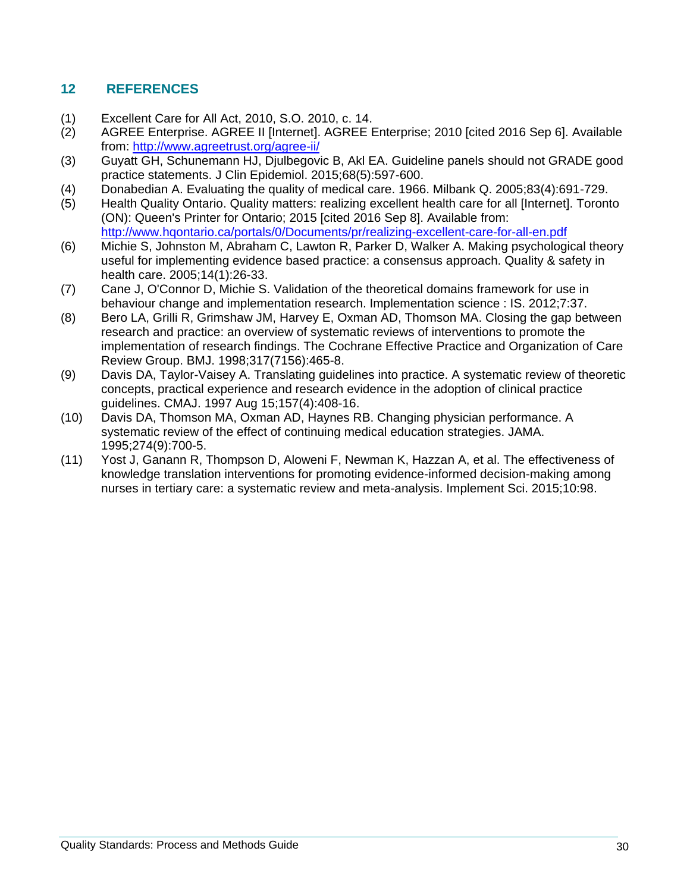## 12 REFERENCES

(1) Excellent Care for All Act, 2010, S.O. 2010, c. 14.

(2) AGREE Enterprise. AGREE II [Internet]. AGREE Enterprise; 2010 [cited 2016 Sep 6]. Available from: http://www.agreetrust.org/agree-ii/

(3) Guyatt GH, Schunemann HJ, Djulbegovic B, Akl EA. Guideline panels should not GRADE good practice statements. J Clin Epidemiol. 2015;68(5):597-600.

(4) Donabedian A. Evaluating the quality of medical care. 1966. Milbank Q. 2005;83(4):691-729.

(5) Health Quality Ontario. Quality matters: realizing excellent health care for all [Internet]. Toronto (ON): Queen's Printer for Ontario; 2015 [cited 2016 Sep 8]. Available from: http://www.hqontario.ca/portals/0/Documents/pr/realizing-excellent-care-for-all-en.pdf

(6) Michie S, Johnston M, Abraham C, Lawton R, Parker D, Walker A. Making psychological theory useful for implementing evidence based practice: a consensus approach. Quality & safety in health care. 2005;14(1):26-33.

(7) Cane J, O'Connor D, Michie S. Validation of the theoretical domains framework for use in behaviour change and implementation research. Implementation science : IS. 2012;7:37.

(8) Bero LA, Grilli R, Grimshaw JM, Harvey E, Oxman AD, Thomson MA. Closing the gap between research and practice: an overview of systematic reviews of interventions to promote the implementation of research findings. The Cochrane Effective Practice and Organization of Care Review Group. BMJ. 1998;317(7156):465-8.

(9) Davis DA, Taylor-Vaisey A. Translating guidelines into practice. A systematic review of theoretic concepts, practical experience and research evidence in the adoption of clinical practice guidelines. CMAJ. 1997 Aug 15;157(4):408-16.

(10) Davis DA, Thomson MA, Oxman AD, Haynes RB. Changing physician performance. A systematic review of the effect of continuing medical education strategies. JAMA. 1995;274(9):700-5.

(11) Yost J, Ganann R, Thompson D, Aloweni F, Newman K, Hazzan A, et al. The effectiveness of knowledge translation interventions for promoting evidence-informed decision-making among nurses in tertiary care: a systematic review and meta-analysis. Implement Sci. 2015;10:98.